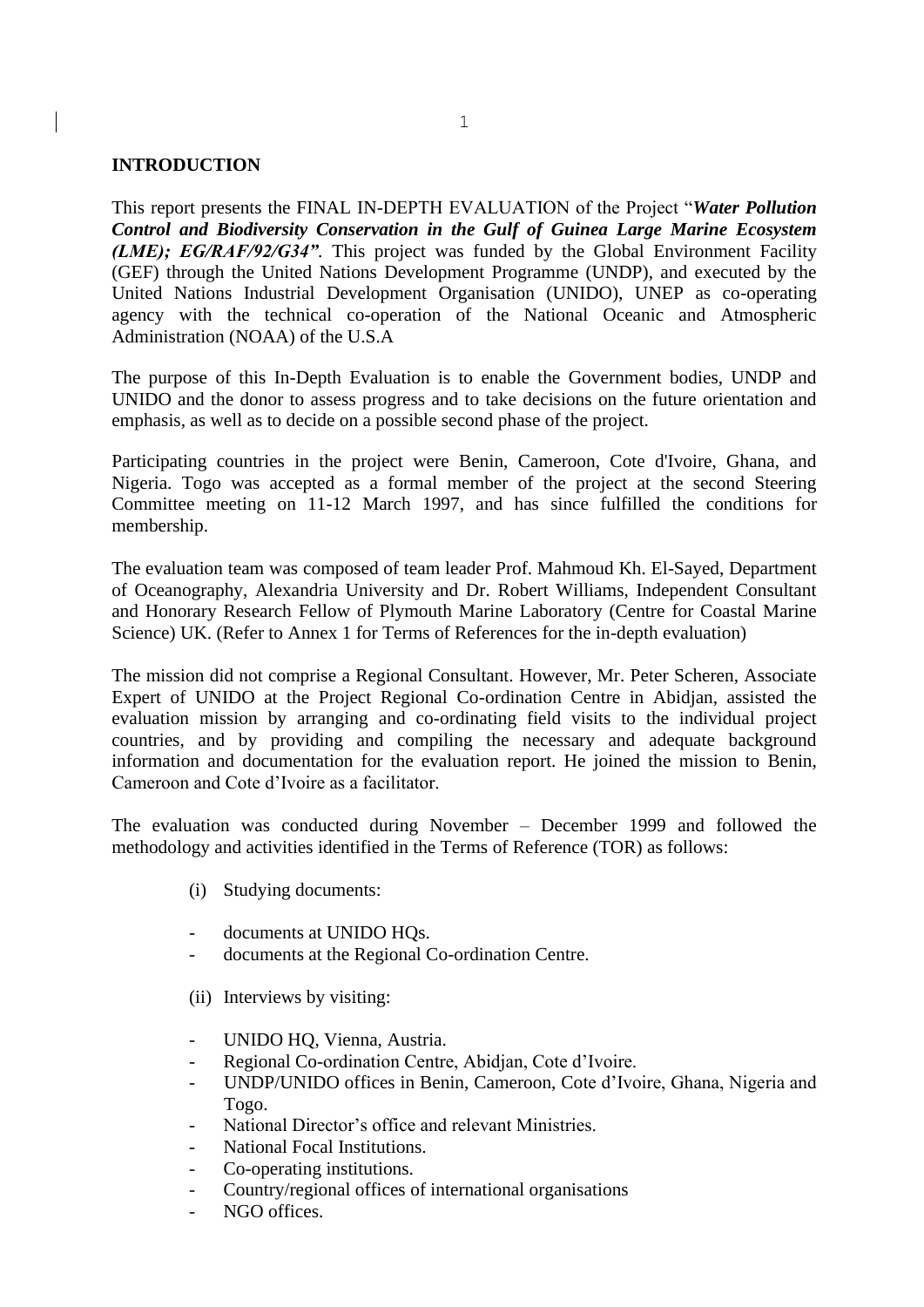# INTRODUCTION

This report presents the FINAL IN-DEPTH EVALUATION of the Project "***Water Pollution Control and Biodiversity Conservation in the Gulf of Guinea Large Marine Ecosystem (LME); EG/RAF/92/G34"***. This project was funded by the Global Environment Facility (GEF) through the United Nations Development Programme (UNDP), and executed by the United Nations Industrial Development Organisation (UNIDO), UNEP as co-operating agency with the technical co-operation of the National Oceanic and Atmospheric Administration (NOAA) of the U.S.A

The purpose of this In-Depth Evaluation is to enable the Government bodies, UNDP and UNIDO and the donor to assess progress and to take decisions on the future orientation and emphasis, as well as to decide on a possible second phase of the project.

Participating countries in the project were Benin, Cameroon, Cote d'Ivoire, Ghana, and Nigeria. Togo was accepted as a formal member of the project at the second Steering Committee meeting on 11-12 March 1997, and has since fulfilled the conditions for membership.

The evaluation team was composed of team leader Prof. Mahmoud Kh. El-Sayed, Department of Oceanography, Alexandria University and Dr. Robert Williams, Independent Consultant and Honorary Research Fellow of Plymouth Marine Laboratory (Centre for Coastal Marine Science) UK. (Refer to Annex 1 for Terms of References for the in-depth evaluation)

The mission did not comprise a Regional Consultant. However, Mr. Peter Scheren, Associate Expert of UNIDO at the Project Regional Co-ordination Centre in Abidjan, assisted the evaluation mission by arranging and co-ordinating field visits to the individual project countries, and by providing and compiling the necessary and adequate background information and documentation for the evaluation report. He joined the mission to Benin, Cameroon and Cote d'Ivoire as a facilitator.

The evaluation was conducted during November – December 1999 and followed the methodology and activities identified in the Terms of Reference (TOR) as follows:

(i) Studying documents:

- documents at UNIDO HQs.
- documents at the Regional Co-ordination Centre.

(ii) Interviews by visiting:

- UNIDO HQ, Vienna, Austria.
- Regional Co-ordination Centre, Abidjan, Cote d'Ivoire.
- UNDP/UNIDO offices in Benin, Cameroon, Cote d'Ivoire, Ghana, Nigeria and Togo.
- National Director's office and relevant Ministries.
- National Focal Institutions.
- Co-operating institutions.
- Country/regional offices of international organisations
- NGO offices.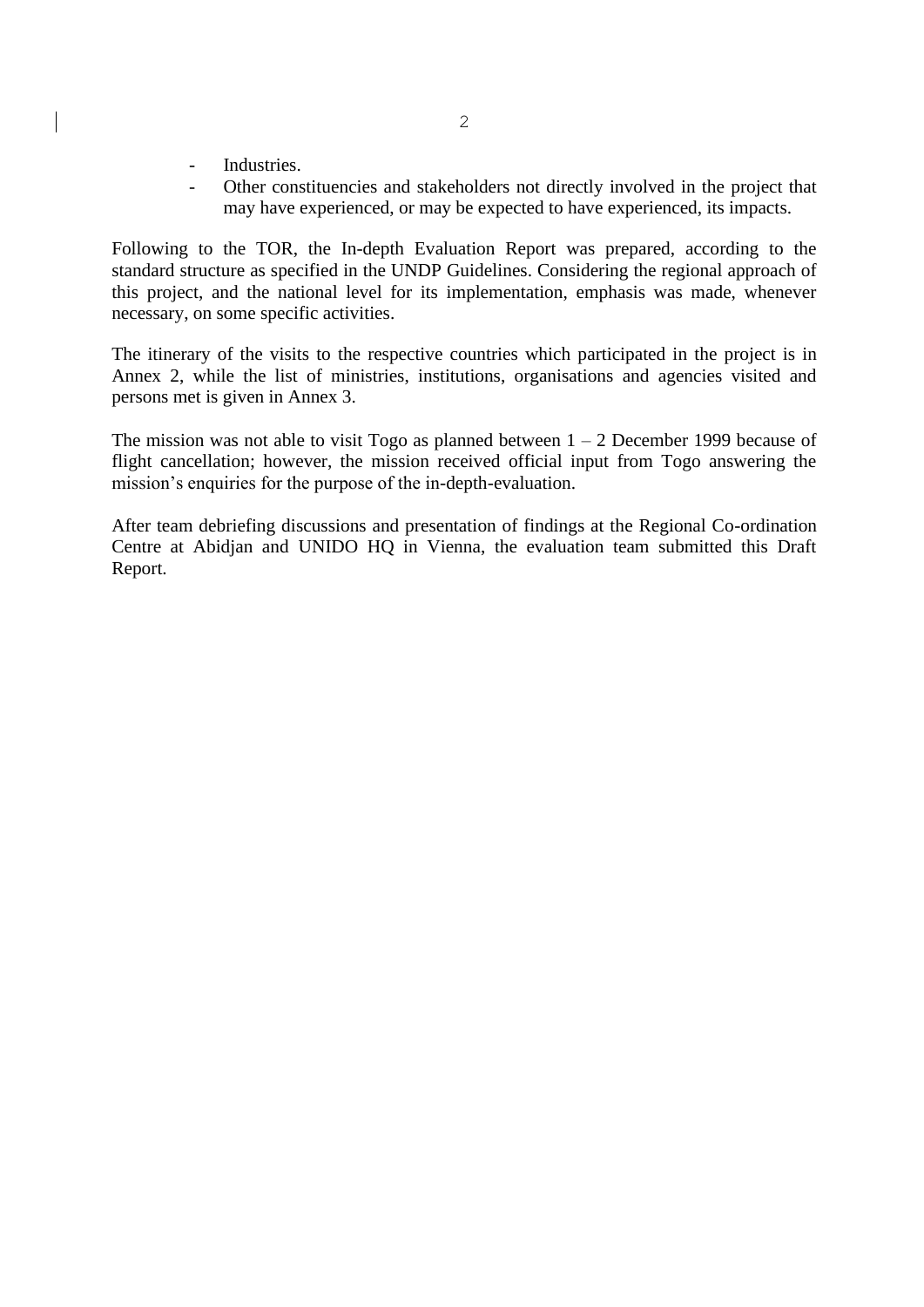- Industries.
- Other constituencies and stakeholders not directly involved in the project that may have experienced, or may be expected to have experienced, its impacts.

Following to the TOR, the In-depth Evaluation Report was prepared, according to the standard structure as specified in the UNDP Guidelines. Considering the regional approach of this project, and the national level for its implementation, emphasis was made, whenever necessary, on some specific activities.

The itinerary of the visits to the respective countries which participated in the project is in Annex 2, while the list of ministries, institutions, organisations and agencies visited and persons met is given in Annex 3.

The mission was not able to visit Togo as planned between 1 – 2 December 1999 because of flight cancellation; however, the mission received official input from Togo answering the mission's enquiries for the purpose of the in-depth-evaluation.

After team debriefing discussions and presentation of findings at the Regional Co-ordination Centre at Abidjan and UNIDO HQ in Vienna, the evaluation team submitted this Draft Report.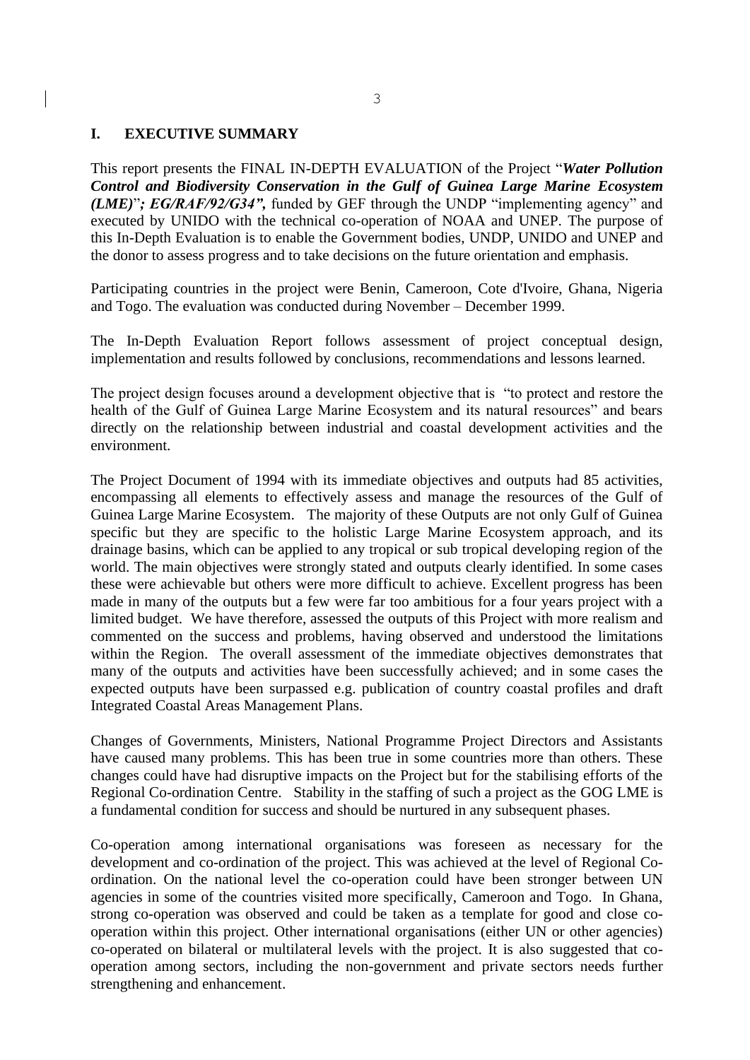# I. EXECUTIVE SUMMARY

This report presents the FINAL IN-DEPTH EVALUATION of the Project "***Water Pollution Control and Biodiversity Conservation in the Gulf of Guinea Large Marine Ecosystem (LME)***"***; EG/RAF/92/G34",*** funded by GEF through the UNDP "implementing agency" and executed by UNIDO with the technical co-operation of NOAA and UNEP. The purpose of this In-Depth Evaluation is to enable the Government bodies, UNDP, UNIDO and UNEP and the donor to assess progress and to take decisions on the future orientation and emphasis.

Participating countries in the project were Benin, Cameroon, Cote d'Ivoire, Ghana, Nigeria and Togo. The evaluation was conducted during November – December 1999.

The In-Depth Evaluation Report follows assessment of project conceptual design, implementation and results followed by conclusions, recommendations and lessons learned.

The project design focuses around a development objective that is "to protect and restore the health of the Gulf of Guinea Large Marine Ecosystem and its natural resources" and bears directly on the relationship between industrial and coastal development activities and the environment.

The Project Document of 1994 with its immediate objectives and outputs had 85 activities, encompassing all elements to effectively assess and manage the resources of the Gulf of Guinea Large Marine Ecosystem. The majority of these Outputs are not only Gulf of Guinea specific but they are specific to the holistic Large Marine Ecosystem approach, and its drainage basins, which can be applied to any tropical or sub tropical developing region of the world. The main objectives were strongly stated and outputs clearly identified. In some cases these were achievable but others were more difficult to achieve. Excellent progress has been made in many of the outputs but a few were far too ambitious for a four years project with a limited budget. We have therefore, assessed the outputs of this Project with more realism and commented on the success and problems, having observed and understood the limitations within the Region. The overall assessment of the immediate objectives demonstrates that many of the outputs and activities have been successfully achieved; and in some cases the expected outputs have been surpassed e.g. publication of country coastal profiles and draft Integrated Coastal Areas Management Plans.

Changes of Governments, Ministers, National Programme Project Directors and Assistants have caused many problems. This has been true in some countries more than others. These changes could have had disruptive impacts on the Project but for the stabilising efforts of the Regional Co-ordination Centre. Stability in the staffing of such a project as the GOG LME is a fundamental condition for success and should be nurtured in any subsequent phases.

Co-operation among international organisations was foreseen as necessary for the development and co-ordination of the project. This was achieved at the level of Regional Co-ordination. On the national level the co-operation could have been stronger between UN agencies in some of the countries visited more specifically, Cameroon and Togo. In Ghana, strong co-operation was observed and could be taken as a template for good and close co-operation within this project. Other international organisations (either UN or other agencies) co-operated on bilateral or multilateral levels with the project. It is also suggested that co-operation among sectors, including the non-government and private sectors needs further strengthening and enhancement.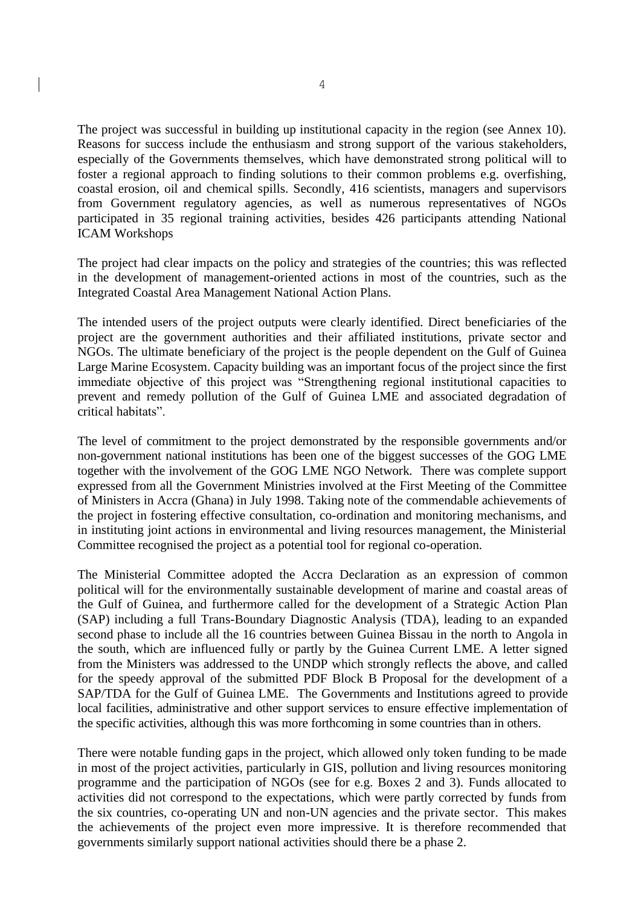The project was successful in building up institutional capacity in the region (see Annex 10). Reasons for success include the enthusiasm and strong support of the various stakeholders, especially of the Governments themselves, which have demonstrated strong political will to foster a regional approach to finding solutions to their common problems e.g. overfishing, coastal erosion, oil and chemical spills. Secondly, 416 scientists, managers and supervisors from Government regulatory agencies, as well as numerous representatives of NGOs participated in 35 regional training activities, besides 426 participants attending National ICAM Workshops

The project had clear impacts on the policy and strategies of the countries; this was reflected in the development of management-oriented actions in most of the countries, such as the Integrated Coastal Area Management National Action Plans.

The intended users of the project outputs were clearly identified. Direct beneficiaries of the project are the government authorities and their affiliated institutions, private sector and NGOs. The ultimate beneficiary of the project is the people dependent on the Gulf of Guinea Large Marine Ecosystem. Capacity building was an important focus of the project since the first immediate objective of this project was "Strengthening regional institutional capacities to prevent and remedy pollution of the Gulf of Guinea LME and associated degradation of critical habitats".

The level of commitment to the project demonstrated by the responsible governments and/or non-government national institutions has been one of the biggest successes of the GOG LME together with the involvement of the GOG LME NGO Network. There was complete support expressed from all the Government Ministries involved at the First Meeting of the Committee of Ministers in Accra (Ghana) in July 1998. Taking note of the commendable achievements of the project in fostering effective consultation, co-ordination and monitoring mechanisms, and in instituting joint actions in environmental and living resources management, the Ministerial Committee recognised the project as a potential tool for regional co-operation.

The Ministerial Committee adopted the Accra Declaration as an expression of common political will for the environmentally sustainable development of marine and coastal areas of the Gulf of Guinea, and furthermore called for the development of a Strategic Action Plan (SAP) including a full Trans-Boundary Diagnostic Analysis (TDA), leading to an expanded second phase to include all the 16 countries between Guinea Bissau in the north to Angola in the south, which are influenced fully or partly by the Guinea Current LME. A letter signed from the Ministers was addressed to the UNDP which strongly reflects the above, and called for the speedy approval of the submitted PDF Block B Proposal for the development of a SAP/TDA for the Gulf of Guinea LME. The Governments and Institutions agreed to provide local facilities, administrative and other support services to ensure effective implementation of the specific activities, although this was more forthcoming in some countries than in others.

There were notable funding gaps in the project, which allowed only token funding to be made in most of the project activities, particularly in GIS, pollution and living resources monitoring programme and the participation of NGOs (see for e.g. Boxes 2 and 3). Funds allocated to activities did not correspond to the expectations, which were partly corrected by funds from the six countries, co-operating UN and non-UN agencies and the private sector. This makes the achievements of the project even more impressive. It is therefore recommended that governments similarly support national activities should there be a phase 2.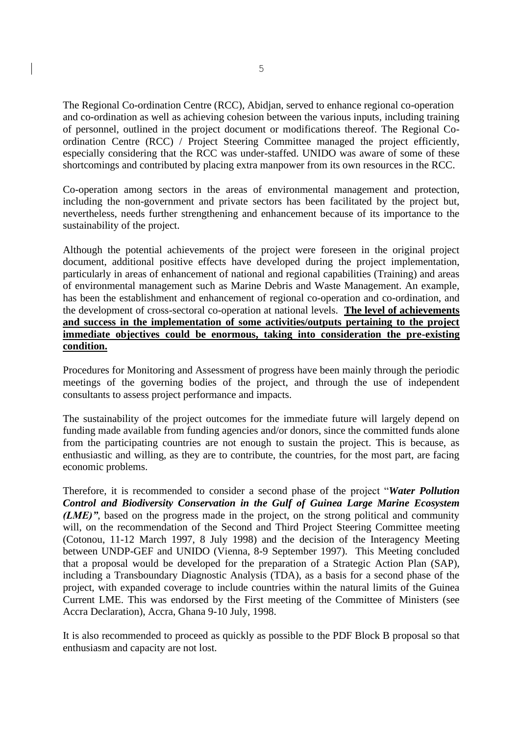The Regional Co-ordination Centre (RCC), Abidjan, served to enhance regional co-operation and co-ordination as well as achieving cohesion between the various inputs, including training of personnel, outlined in the project document or modifications thereof. The Regional Co-ordination Centre (RCC) / Project Steering Committee managed the project efficiently, especially considering that the RCC was under-staffed. UNIDO was aware of some of these shortcomings and contributed by placing extra manpower from its own resources in the RCC.

Co-operation among sectors in the areas of environmental management and protection, including the non-government and private sectors has been facilitated by the project but, nevertheless, needs further strengthening and enhancement because of its importance to the sustainability of the project.

Although the potential achievements of the project were foreseen in the original project document, additional positive effects have developed during the project implementation, particularly in areas of enhancement of national and regional capabilities (Training) and areas of environmental management such as Marine Debris and Waste Management. An example, has been the establishment and enhancement of regional co-operation and co-ordination, and the development of cross-sectoral co-operation at national levels. **The level of achievements and success in the implementation of some activities/outputs pertaining to the project immediate objectives could be enormous, taking into consideration the pre-existing condition.**

Procedures for Monitoring and Assessment of progress have been mainly through the periodic meetings of the governing bodies of the project, and through the use of independent consultants to assess project performance and impacts.

The sustainability of the project outcomes for the immediate future will largely depend on funding made available from funding agencies and/or donors, since the committed funds alone from the participating countries are not enough to sustain the project. This is because, as enthusiastic and willing, as they are to contribute, the countries, for the most part, are facing economic problems.

Therefore, it is recommended to consider a second phase of the project "***Water Pollution Control and Biodiversity Conservation in the Gulf of Guinea Large Marine Ecosystem (LME)"***, based on the progress made in the project, on the strong political and community will, on the recommendation of the Second and Third Project Steering Committee meeting (Cotonou, 11-12 March 1997, 8 July 1998) and the decision of the Interagency Meeting between UNDP-GEF and UNIDO (Vienna, 8-9 September 1997). This Meeting concluded that a proposal would be developed for the preparation of a Strategic Action Plan (SAP), including a Transboundary Diagnostic Analysis (TDA), as a basis for a second phase of the project, with expanded coverage to include countries within the natural limits of the Guinea Current LME. This was endorsed by the First meeting of the Committee of Ministers (see Accra Declaration), Accra, Ghana 9-10 July, 1998.

It is also recommended to proceed as quickly as possible to the PDF Block B proposal so that enthusiasm and capacity are not lost.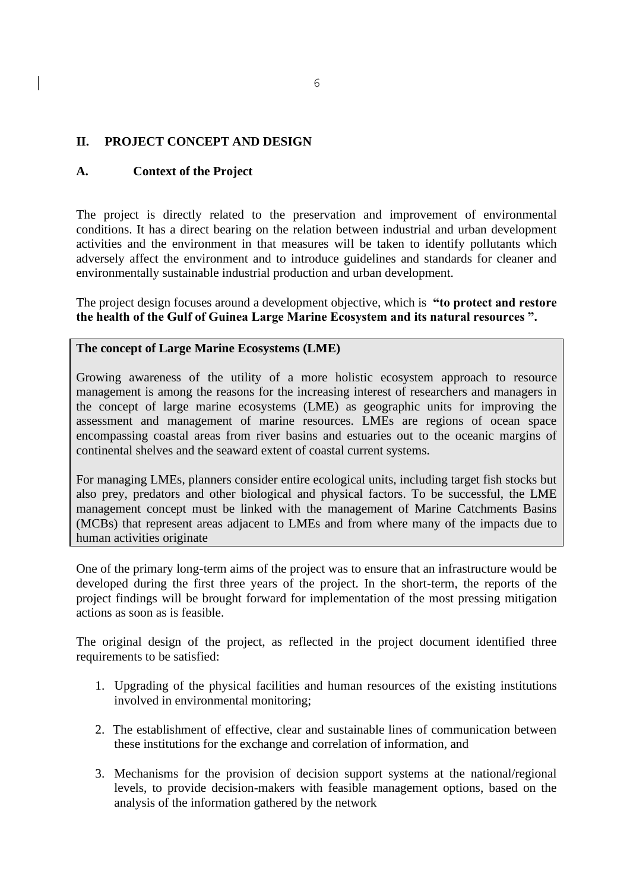## II. PROJECT CONCEPT AND DESIGN

### A. Context of the Project

The project is directly related to the preservation and improvement of environmental conditions. It has a direct bearing on the relation between industrial and urban development activities and the environment in that measures will be taken to identify pollutants which adversely affect the environment and to introduce guidelines and standards for cleaner and environmentally sustainable industrial production and urban development.

The project design focuses around a development objective, which is **"to protect and restore the health of the Gulf of Guinea Large Marine Ecosystem and its natural resources ".**

**The concept of Large Marine Ecosystems (LME)**

Growing awareness of the utility of a more holistic ecosystem approach to resource management is among the reasons for the increasing interest of researchers and managers in the concept of large marine ecosystems (LME) as geographic units for improving the assessment and management of marine resources. LMEs are regions of ocean space encompassing coastal areas from river basins and estuaries out to the oceanic margins of continental shelves and the seaward extent of coastal current systems.

For managing LMEs, planners consider entire ecological units, including target fish stocks but also prey, predators and other biological and physical factors. To be successful, the LME management concept must be linked with the management of Marine Catchments Basins (MCBs) that represent areas adjacent to LMEs and from where many of the impacts due to human activities originate

One of the primary long-term aims of the project was to ensure that an infrastructure would be developed during the first three years of the project. In the short-term, the reports of the project findings will be brought forward for implementation of the most pressing mitigation actions as soon as is feasible.

The original design of the project, as reflected in the project document identified three requirements to be satisfied:

1. Upgrading of the physical facilities and human resources of the existing institutions involved in environmental monitoring;
2. The establishment of effective, clear and sustainable lines of communication between these institutions for the exchange and correlation of information, and
3. Mechanisms for the provision of decision support systems at the national/regional levels, to provide decision-makers with feasible management options, based on the analysis of the information gathered by the network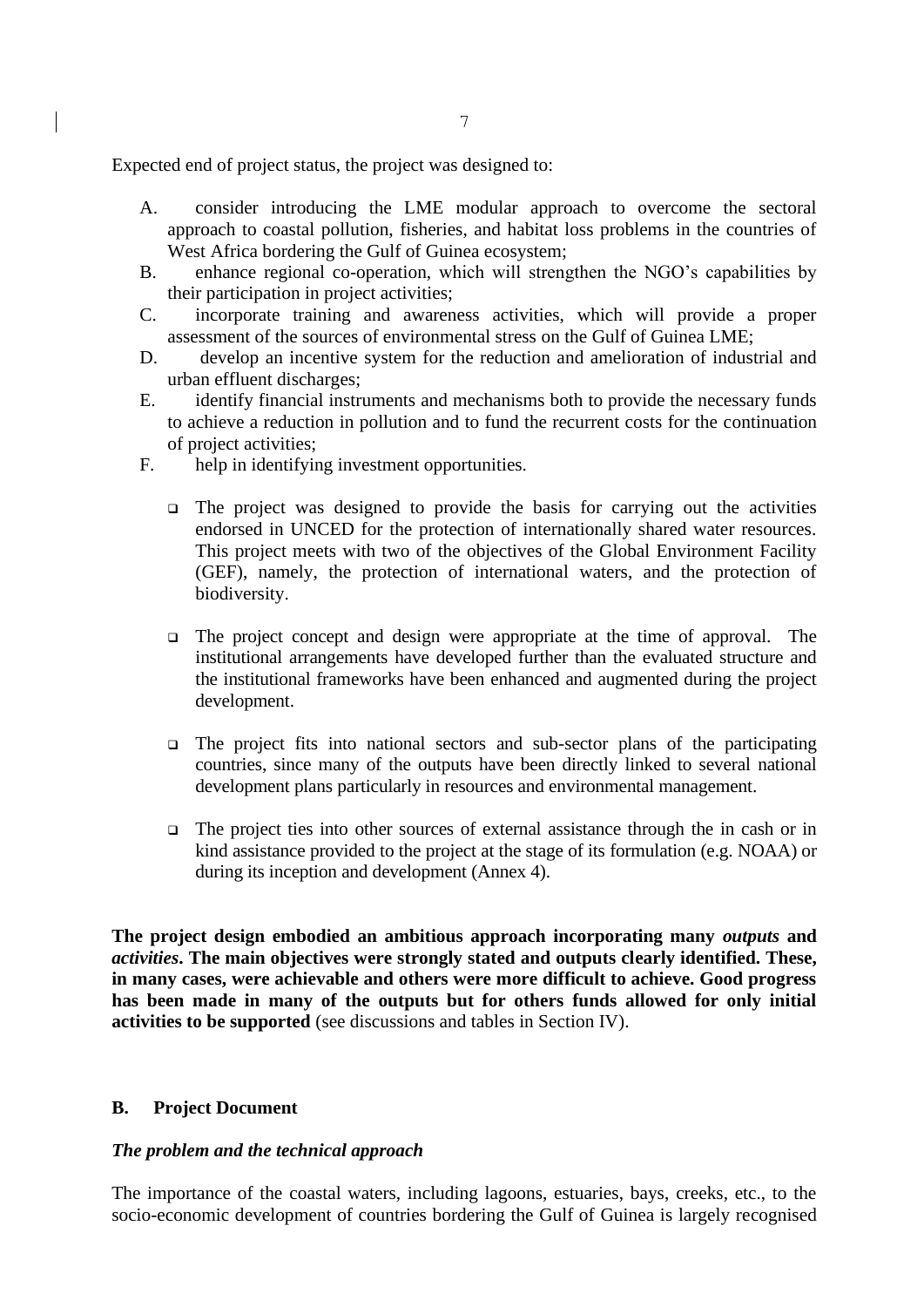Expected end of project status, the project was designed to:

A. consider introducing the LME modular approach to overcome the sectoral approach to coastal pollution, fisheries, and habitat loss problems in the countries of West Africa bordering the Gulf of Guinea ecosystem;
B. enhance regional co-operation, which will strengthen the NGO's capabilities by their participation in project activities;
C. incorporate training and awareness activities, which will provide a proper assessment of the sources of environmental stress on the Gulf of Guinea LME;
D. develop an incentive system for the reduction and amelioration of industrial and urban effluent discharges;
E. identify financial instruments and mechanisms both to provide the necessary funds to achieve a reduction in pollution and to fund the recurrent costs for the continuation of project activities;
F. help in identifying investment opportunities.

- The project was designed to provide the basis for carrying out the activities endorsed in UNCED for the protection of internationally shared water resources. This project meets with two of the objectives of the Global Environment Facility (GEF), namely, the protection of international waters, and the protection of biodiversity.

- The project concept and design were appropriate at the time of approval. The institutional arrangements have developed further than the evaluated structure and the institutional frameworks have been enhanced and augmented during the project development.

- The project fits into national sectors and sub-sector plans of the participating countries, since many of the outputs have been directly linked to several national development plans particularly in resources and environmental management.

- The project ties into other sources of external assistance through the in cash or in kind assistance provided to the project at the stage of its formulation (e.g. NOAA) or during its inception and development (Annex 4).

**The project design embodied an ambitious approach incorporating many *outputs* and *activities*. The main objectives were strongly stated and outputs clearly identified. These, in many cases, were achievable and others were more difficult to achieve. Good progress has been made in many of the outputs but for others funds allowed for only initial activities to be supported** (see discussions and tables in Section IV).

## B. Project Document

### *The problem and the technical approach*

The importance of the coastal waters, including lagoons, estuaries, bays, creeks, etc., to the socio-economic development of countries bordering the Gulf of Guinea is largely recognised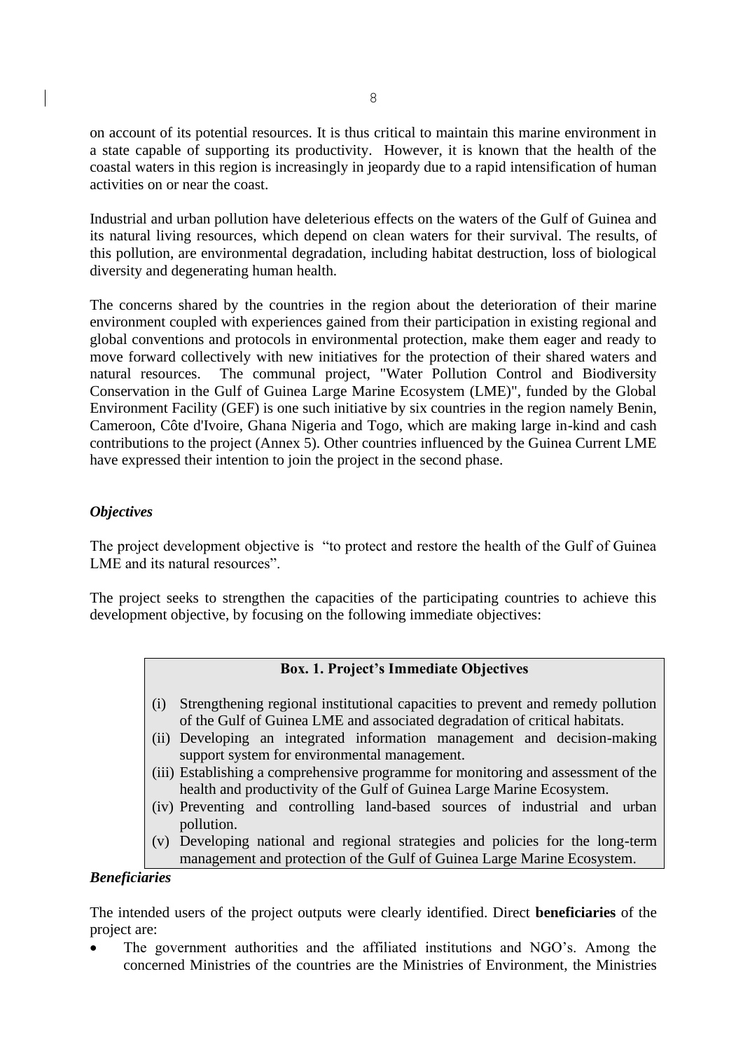on account of its potential resources. It is thus critical to maintain this marine environment in a state capable of supporting its productivity. However, it is known that the health of the coastal waters in this region is increasingly in jeopardy due to a rapid intensification of human activities on or near the coast.

Industrial and urban pollution have deleterious effects on the waters of the Gulf of Guinea and its natural living resources, which depend on clean waters for their survival. The results, of this pollution, are environmental degradation, including habitat destruction, loss of biological diversity and degenerating human health.

The concerns shared by the countries in the region about the deterioration of their marine environment coupled with experiences gained from their participation in existing regional and global conventions and protocols in environmental protection, make them eager and ready to move forward collectively with new initiatives for the protection of their shared waters and natural resources. The communal project, "Water Pollution Control and Biodiversity Conservation in the Gulf of Guinea Large Marine Ecosystem (LME)", funded by the Global Environment Facility (GEF) is one such initiative by six countries in the region namely Benin, Cameroon, Côte d'Ivoire, Ghana Nigeria and Togo, which are making large in-kind and cash contributions to the project (Annex 5). Other countries influenced by the Guinea Current LME have expressed their intention to join the project in the second phase.

***Objectives***

The project development objective is "to protect and restore the health of the Gulf of Guinea LME and its natural resources".

The project seeks to strengthen the capacities of the participating countries to achieve this development objective, by focusing on the following immediate objectives:

**Box. 1. Project's Immediate Objectives**

(i) Strengthening regional institutional capacities to prevent and remedy pollution of the Gulf of Guinea LME and associated degradation of critical habitats.
(ii) Developing an integrated information management and decision-making support system for environmental management.
(iii) Establishing a comprehensive programme for monitoring and assessment of the health and productivity of the Gulf of Guinea Large Marine Ecosystem.
(iv) Preventing and controlling land-based sources of industrial and urban pollution.
(v) Developing national and regional strategies and policies for the long-term management and protection of the Gulf of Guinea Large Marine Ecosystem.

***Beneficiaries***

The intended users of the project outputs were clearly identified. Direct **beneficiaries** of the project are:

- The government authorities and the affiliated institutions and NGO's. Among the concerned Ministries of the countries are the Ministries of Environment, the Ministries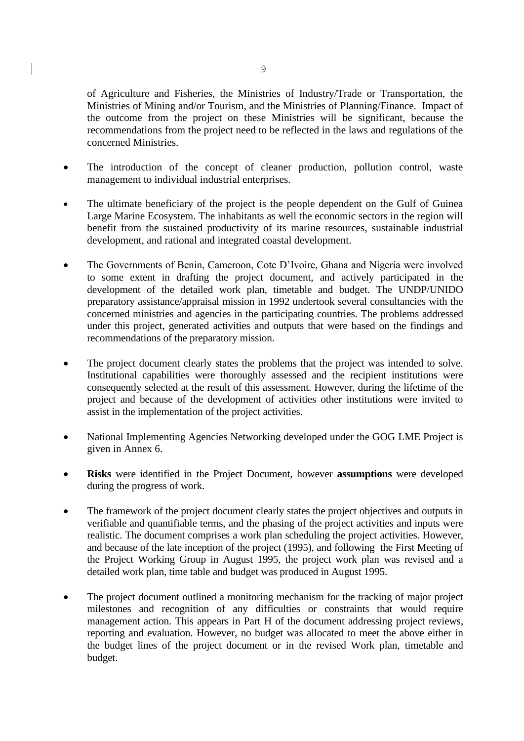of Agriculture and Fisheries, the Ministries of Industry/Trade or Transportation, the Ministries of Mining and/or Tourism, and the Ministries of Planning/Finance. Impact of the outcome from the project on these Ministries will be significant, because the recommendations from the project need to be reflected in the laws and regulations of the concerned Ministries.

- The introduction of the concept of cleaner production, pollution control, waste management to individual industrial enterprises.

- The ultimate beneficiary of the project is the people dependent on the Gulf of Guinea Large Marine Ecosystem. The inhabitants as well the economic sectors in the region will benefit from the sustained productivity of its marine resources, sustainable industrial development, and rational and integrated coastal development.

- The Governments of Benin, Cameroon, Cote D'Ivoire, Ghana and Nigeria were involved to some extent in drafting the project document, and actively participated in the development of the detailed work plan, timetable and budget. The UNDP/UNIDO preparatory assistance/appraisal mission in 1992 undertook several consultancies with the concerned ministries and agencies in the participating countries. The problems addressed under this project, generated activities and outputs that were based on the findings and recommendations of the preparatory mission.

- The project document clearly states the problems that the project was intended to solve. Institutional capabilities were thoroughly assessed and the recipient institutions were consequently selected at the result of this assessment. However, during the lifetime of the project and because of the development of activities other institutions were invited to assist in the implementation of the project activities.

- National Implementing Agencies Networking developed under the GOG LME Project is given in Annex 6.

- **Risks** were identified in the Project Document, however **assumptions** were developed during the progress of work.

- The framework of the project document clearly states the project objectives and outputs in verifiable and quantifiable terms, and the phasing of the project activities and inputs were realistic. The document comprises a work plan scheduling the project activities. However, and because of the late inception of the project (1995), and following the First Meeting of the Project Working Group in August 1995, the project work plan was revised and a detailed work plan, time table and budget was produced in August 1995.

- The project document outlined a monitoring mechanism for the tracking of major project milestones and recognition of any difficulties or constraints that would require management action. This appears in Part H of the document addressing project reviews, reporting and evaluation. However, no budget was allocated to meet the above either in the budget lines of the project document or in the revised Work plan, timetable and budget.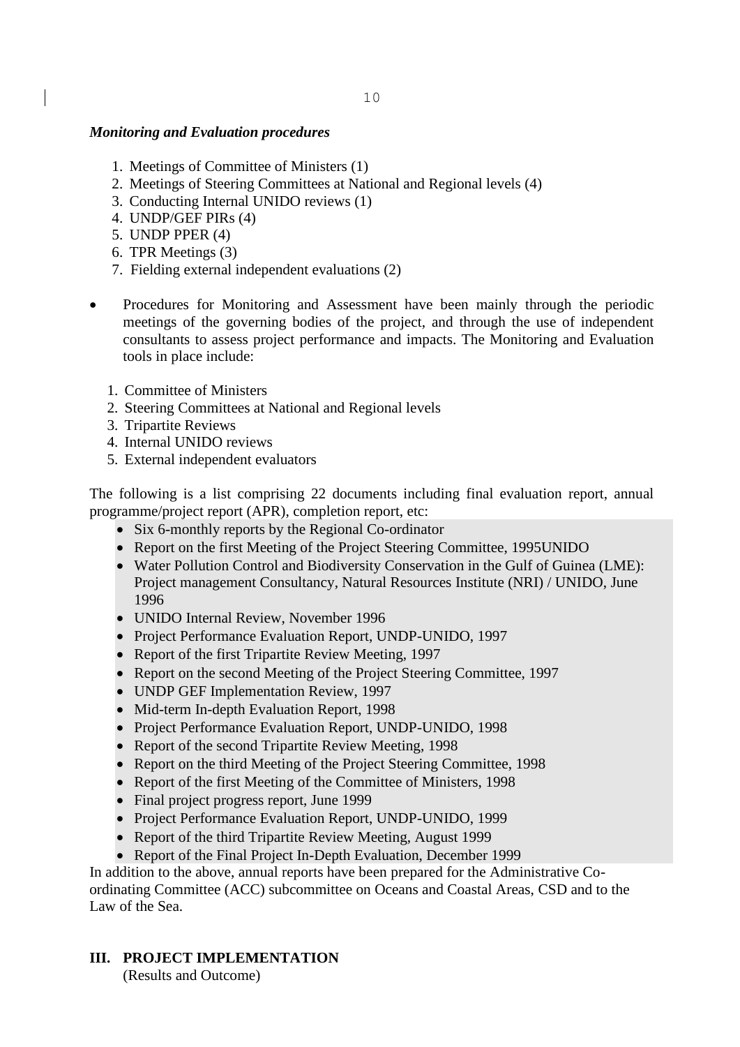***Monitoring and Evaluation procedures***

1. Meetings of Committee of Ministers (1)
2. Meetings of Steering Committees at National and Regional levels (4)
3. Conducting Internal UNIDO reviews (1)
4. UNDP/GEF PIRs (4)
5. UNDP PPER (4)
6. TPR Meetings (3)
7. Fielding external independent evaluations (2)

- Procedures for Monitoring and Assessment have been mainly through the periodic meetings of the governing bodies of the project, and through the use of independent consultants to assess project performance and impacts. The Monitoring and Evaluation tools in place include:

  1. Committee of Ministers
  2. Steering Committees at National and Regional levels
  3. Tripartite Reviews
  4. Internal UNIDO reviews
  5. External independent evaluators

The following is a list comprising 22 documents including final evaluation report, annual programme/project report (APR), completion report, etc:

- Six 6-monthly reports by the Regional Co-ordinator
- Report on the first Meeting of the Project Steering Committee, 1995UNIDO
- Water Pollution Control and Biodiversity Conservation in the Gulf of Guinea (LME): Project management Consultancy, Natural Resources Institute (NRI) / UNIDO, June 1996
- UNIDO Internal Review, November 1996
- Project Performance Evaluation Report, UNDP-UNIDO, 1997
- Report of the first Tripartite Review Meeting, 1997
- Report on the second Meeting of the Project Steering Committee, 1997
- UNDP GEF Implementation Review, 1997
- Mid-term In-depth Evaluation Report, 1998
- Project Performance Evaluation Report, UNDP-UNIDO, 1998
- Report of the second Tripartite Review Meeting, 1998
- Report on the third Meeting of the Project Steering Committee, 1998
- Report of the first Meeting of the Committee of Ministers, 1998
- Final project progress report, June 1999
- Project Performance Evaluation Report, UNDP-UNIDO, 1999
- Report of the third Tripartite Review Meeting, August 1999
- Report of the Final Project In-Depth Evaluation, December 1999

In addition to the above, annual reports have been prepared for the Administrative Co-ordinating Committee (ACC) subcommittee on Oceans and Coastal Areas, CSD and to the Law of the Sea.

## III. PROJECT IMPLEMENTATION

(Results and Outcome)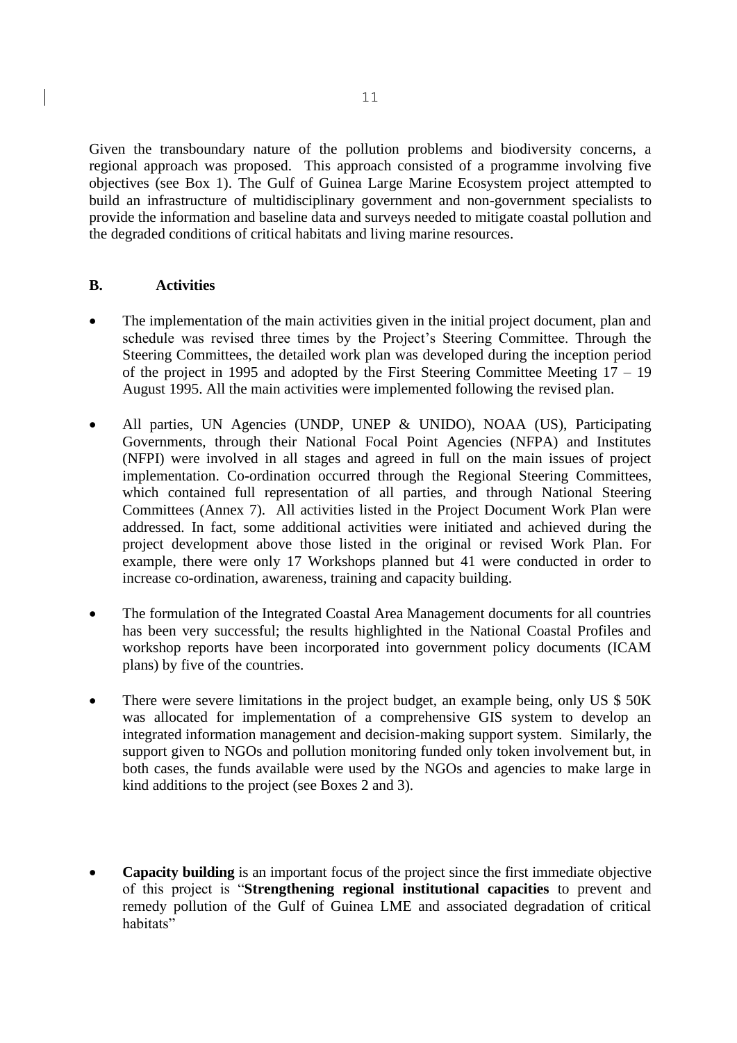Given the transboundary nature of the pollution problems and biodiversity concerns, a regional approach was proposed. This approach consisted of a programme involving five objectives (see Box 1). The Gulf of Guinea Large Marine Ecosystem project attempted to build an infrastructure of multidisciplinary government and non-government specialists to provide the information and baseline data and surveys needed to mitigate coastal pollution and the degraded conditions of critical habitats and living marine resources.

## B. Activities

- The implementation of the main activities given in the initial project document, plan and schedule was revised three times by the Project's Steering Committee. Through the Steering Committees, the detailed work plan was developed during the inception period of the project in 1995 and adopted by the First Steering Committee Meeting 17 – 19 August 1995. All the main activities were implemented following the revised plan.

- All parties, UN Agencies (UNDP, UNEP & UNIDO), NOAA (US), Participating Governments, through their National Focal Point Agencies (NFPA) and Institutes (NFPI) were involved in all stages and agreed in full on the main issues of project implementation. Co-ordination occurred through the Regional Steering Committees, which contained full representation of all parties, and through National Steering Committees (Annex 7). All activities listed in the Project Document Work Plan were addressed. In fact, some additional activities were initiated and achieved during the project development above those listed in the original or revised Work Plan. For example, there were only 17 Workshops planned but 41 were conducted in order to increase co-ordination, awareness, training and capacity building.

- The formulation of the Integrated Coastal Area Management documents for all countries has been very successful; the results highlighted in the National Coastal Profiles and workshop reports have been incorporated into government policy documents (ICAM plans) by five of the countries.

- There were severe limitations in the project budget, an example being, only US $ 50K was allocated for implementation of a comprehensive GIS system to develop an integrated information management and decision-making support system. Similarly, the support given to NGOs and pollution monitoring funded only token involvement but, in both cases, the funds available were used by the NGOs and agencies to make large in kind additions to the project (see Boxes 2 and 3).

- **Capacity building** is an important focus of the project since the first immediate objective of this project is "**Strengthening regional institutional capacities** to prevent and remedy pollution of the Gulf of Guinea LME and associated degradation of critical habitats"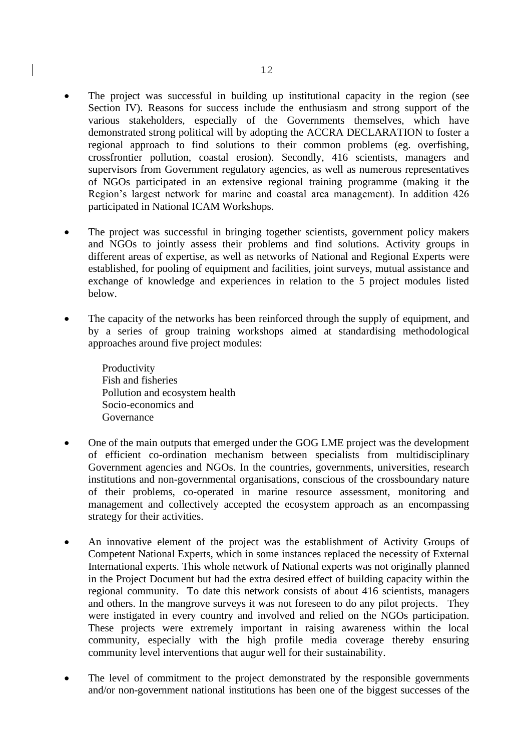- The project was successful in building up institutional capacity in the region (see Section IV). Reasons for success include the enthusiasm and strong support of the various stakeholders, especially of the Governments themselves, which have demonstrated strong political will by adopting the ACCRA DECLARATION to foster a regional approach to find solutions to their common problems (eg. overfishing, crossfrontier pollution, coastal erosion). Secondly, 416 scientists, managers and supervisors from Government regulatory agencies, as well as numerous representatives of NGOs participated in an extensive regional training programme (making it the Region's largest network for marine and coastal area management). In addition 426 participated in National ICAM Workshops.

- The project was successful in bringing together scientists, government policy makers and NGOs to jointly assess their problems and find solutions. Activity groups in different areas of expertise, as well as networks of National and Regional Experts were established, for pooling of equipment and facilities, joint surveys, mutual assistance and exchange of knowledge and experiences in relation to the 5 project modules listed below.

- The capacity of the networks has been reinforced through the supply of equipment, and by a series of group training workshops aimed at standardising methodological approaches around five project modules:

  Productivity
  Fish and fisheries
  Pollution and ecosystem health
  Socio-economics and
  Governance

- One of the main outputs that emerged under the GOG LME project was the development of efficient co-ordination mechanism between specialists from multidisciplinary Government agencies and NGOs. In the countries, governments, universities, research institutions and non-governmental organisations, conscious of the crossboundary nature of their problems, co-operated in marine resource assessment, monitoring and management and collectively accepted the ecosystem approach as an encompassing strategy for their activities.

- An innovative element of the project was the establishment of Activity Groups of Competent National Experts, which in some instances replaced the necessity of External International experts. This whole network of National experts was not originally planned in the Project Document but had the extra desired effect of building capacity within the regional community. To date this network consists of about 416 scientists, managers and others. In the mangrove surveys it was not foreseen to do any pilot projects. They were instigated in every country and involved and relied on the NGOs participation. These projects were extremely important in raising awareness within the local community, especially with the high profile media coverage thereby ensuring community level interventions that augur well for their sustainability.

- The level of commitment to the project demonstrated by the responsible governments and/or non-government national institutions has been one of the biggest successes of the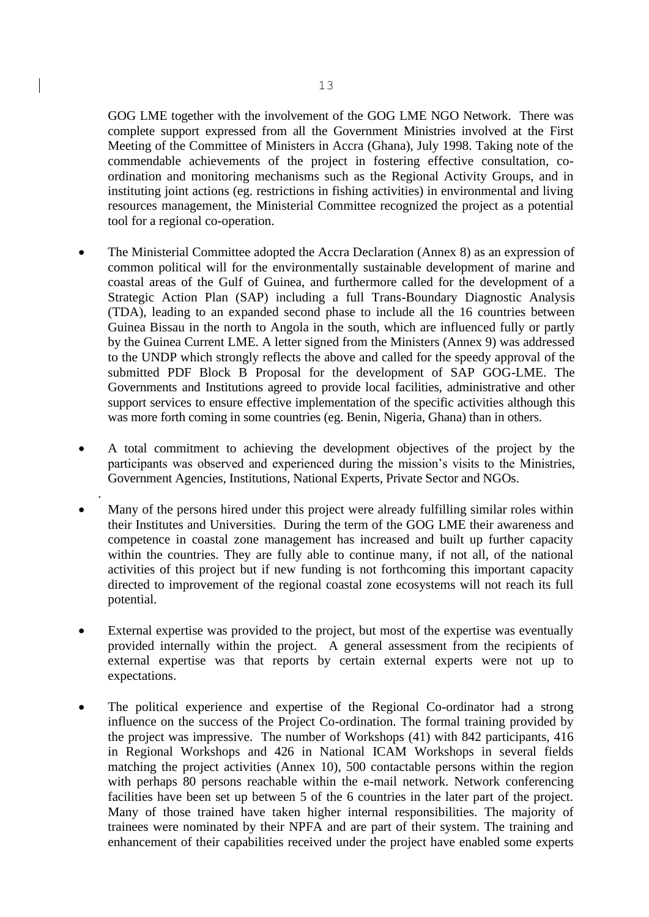GOG LME together with the involvement of the GOG LME NGO Network. There was complete support expressed from all the Government Ministries involved at the First Meeting of the Committee of Ministers in Accra (Ghana), July 1998. Taking note of the commendable achievements of the project in fostering effective consultation, co-ordination and monitoring mechanisms such as the Regional Activity Groups, and in instituting joint actions (eg. restrictions in fishing activities) in environmental and living resources management, the Ministerial Committee recognized the project as a potential tool for a regional co-operation.

- The Ministerial Committee adopted the Accra Declaration (Annex 8) as an expression of common political will for the environmentally sustainable development of marine and coastal areas of the Gulf of Guinea, and furthermore called for the development of a Strategic Action Plan (SAP) including a full Trans-Boundary Diagnostic Analysis (TDA), leading to an expanded second phase to include all the 16 countries between Guinea Bissau in the north to Angola in the south, which are influenced fully or partly by the Guinea Current LME. A letter signed from the Ministers (Annex 9) was addressed to the UNDP which strongly reflects the above and called for the speedy approval of the submitted PDF Block B Proposal for the development of SAP GOG-LME. The Governments and Institutions agreed to provide local facilities, administrative and other support services to ensure effective implementation of the specific activities although this was more forth coming in some countries (eg. Benin, Nigeria, Ghana) than in others.

- A total commitment to achieving the development objectives of the project by the participants was observed and experienced during the mission's visits to the Ministries, Government Agencies, Institutions, National Experts, Private Sector and NGOs.

- Many of the persons hired under this project were already fulfilling similar roles within their Institutes and Universities. During the term of the GOG LME their awareness and competence in coastal zone management has increased and built up further capacity within the countries. They are fully able to continue many, if not all, of the national activities of this project but if new funding is not forthcoming this important capacity directed to improvement of the regional coastal zone ecosystems will not reach its full potential.

- External expertise was provided to the project, but most of the expertise was eventually provided internally within the project. A general assessment from the recipients of external expertise was that reports by certain external experts were not up to expectations.

- The political experience and expertise of the Regional Co-ordinator had a strong influence on the success of the Project Co-ordination. The formal training provided by the project was impressive. The number of Workshops (41) with 842 participants, 416 in Regional Workshops and 426 in National ICAM Workshops in several fields matching the project activities (Annex 10), 500 contactable persons within the region with perhaps 80 persons reachable within the e-mail network. Network conferencing facilities have been set up between 5 of the 6 countries in the later part of the project. Many of those trained have taken higher internal responsibilities. The majority of trainees were nominated by their NPFA and are part of their system. The training and enhancement of their capabilities received under the project have enabled some experts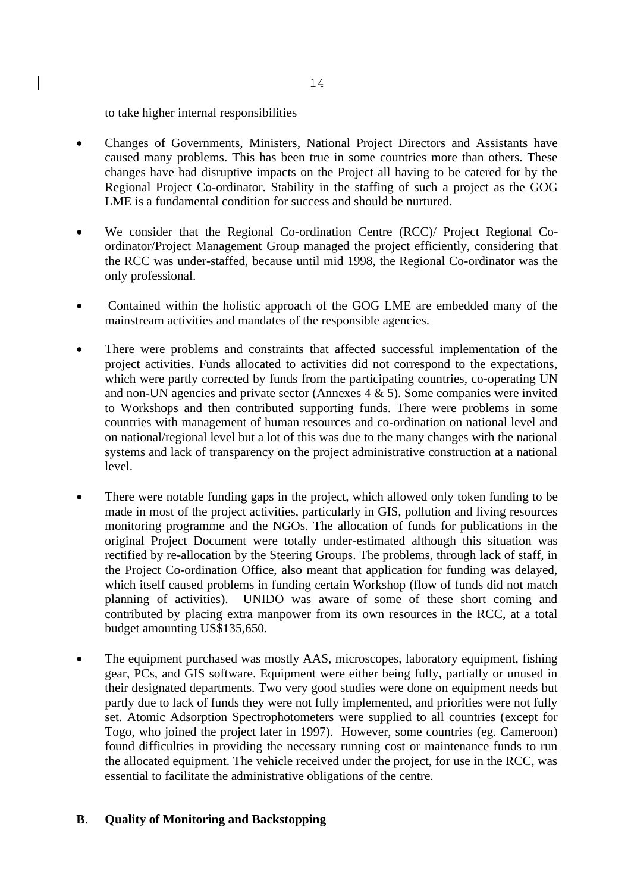to take higher internal responsibilities

- Changes of Governments, Ministers, National Project Directors and Assistants have caused many problems. This has been true in some countries more than others. These changes have had disruptive impacts on the Project all having to be catered for by the Regional Project Co-ordinator. Stability in the staffing of such a project as the GOG LME is a fundamental condition for success and should be nurtured.

- We consider that the Regional Co-ordination Centre (RCC)/ Project Regional Co-ordinator/Project Management Group managed the project efficiently, considering that the RCC was under-staffed, because until mid 1998, the Regional Co-ordinator was the only professional.

- Contained within the holistic approach of the GOG LME are embedded many of the mainstream activities and mandates of the responsible agencies.

- There were problems and constraints that affected successful implementation of the project activities. Funds allocated to activities did not correspond to the expectations, which were partly corrected by funds from the participating countries, co-operating UN and non-UN agencies and private sector (Annexes 4 & 5). Some companies were invited to Workshops and then contributed supporting funds. There were problems in some countries with management of human resources and co-ordination on national level and on national/regional level but a lot of this was due to the many changes with the national systems and lack of transparency on the project administrative construction at a national level.

- There were notable funding gaps in the project, which allowed only token funding to be made in most of the project activities, particularly in GIS, pollution and living resources monitoring programme and the NGOs. The allocation of funds for publications in the original Project Document were totally under-estimated although this situation was rectified by re-allocation by the Steering Groups. The problems, through lack of staff, in the Project Co-ordination Office, also meant that application for funding was delayed, which itself caused problems in funding certain Workshop (flow of funds did not match planning of activities). UNIDO was aware of some of these short coming and contributed by placing extra manpower from its own resources in the RCC, at a total budget amounting US$135,650.

- The equipment purchased was mostly AAS, microscopes, laboratory equipment, fishing gear, PCs, and GIS software. Equipment were either being fully, partially or unused in their designated departments. Two very good studies were done on equipment needs but partly due to lack of funds they were not fully implemented, and priorities were not fully set. Atomic Adsorption Spectrophotometers were supplied to all countries (except for Togo, who joined the project later in 1997). However, some countries (eg. Cameroon) found difficulties in providing the necessary running cost or maintenance funds to run the allocated equipment. The vehicle received under the project, for use in the RCC, was essential to facilitate the administrative obligations of the centre.

## B. Quality of Monitoring and Backstopping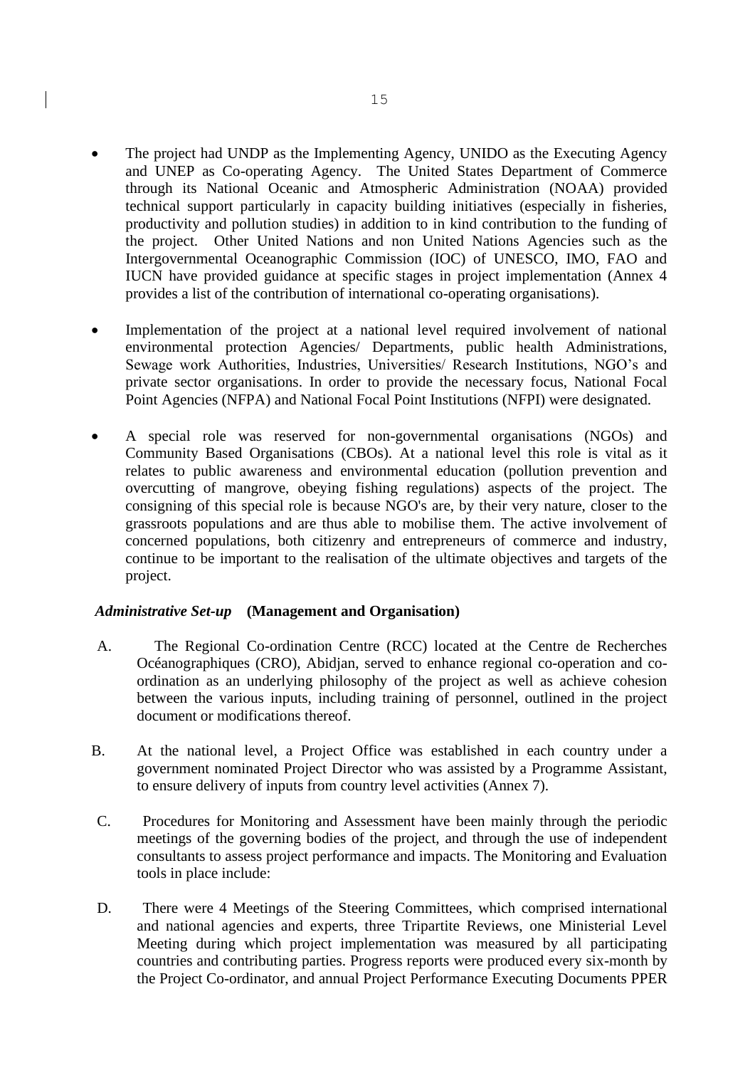- The project had UNDP as the Implementing Agency, UNIDO as the Executing Agency and UNEP as Co-operating Agency. The United States Department of Commerce through its National Oceanic and Atmospheric Administration (NOAA) provided technical support particularly in capacity building initiatives (especially in fisheries, productivity and pollution studies) in addition to in kind contribution to the funding of the project. Other United Nations and non United Nations Agencies such as the Intergovernmental Oceanographic Commission (IOC) of UNESCO, IMO, FAO and IUCN have provided guidance at specific stages in project implementation (Annex 4 provides a list of the contribution of international co-operating organisations).

- Implementation of the project at a national level required involvement of national environmental protection Agencies/ Departments, public health Administrations, Sewage work Authorities, Industries, Universities/ Research Institutions, NGO's and private sector organisations. In order to provide the necessary focus, National Focal Point Agencies (NFPA) and National Focal Point Institutions (NFPI) were designated.

- A special role was reserved for non-governmental organisations (NGOs) and Community Based Organisations (CBOs). At a national level this role is vital as it relates to public awareness and environmental education (pollution prevention and overcutting of mangrove, obeying fishing regulations) aspects of the project. The consigning of this special role is because NGO's are, by their very nature, closer to the grassroots populations and are thus able to mobilise them. The active involvement of concerned populations, both citizenry and entrepreneurs of commerce and industry, continue to be important to the realisation of the ultimate objectives and targets of the project.

***Administrative Set-up*** **(Management and Organisation)**

A. The Regional Co-ordination Centre (RCC) located at the Centre de Recherches Océanographiques (CRO), Abidjan, served to enhance regional co-operation and co-ordination as an underlying philosophy of the project as well as achieve cohesion between the various inputs, including training of personnel, outlined in the project document or modifications thereof.

B. At the national level, a Project Office was established in each country under a government nominated Project Director who was assisted by a Programme Assistant, to ensure delivery of inputs from country level activities (Annex 7).

C. Procedures for Monitoring and Assessment have been mainly through the periodic meetings of the governing bodies of the project, and through the use of independent consultants to assess project performance and impacts. The Monitoring and Evaluation tools in place include:

D. There were 4 Meetings of the Steering Committees, which comprised international and national agencies and experts, three Tripartite Reviews, one Ministerial Level Meeting during which project implementation was measured by all participating countries and contributing parties. Progress reports were produced every six-month by the Project Co-ordinator, and annual Project Performance Executing Documents PPER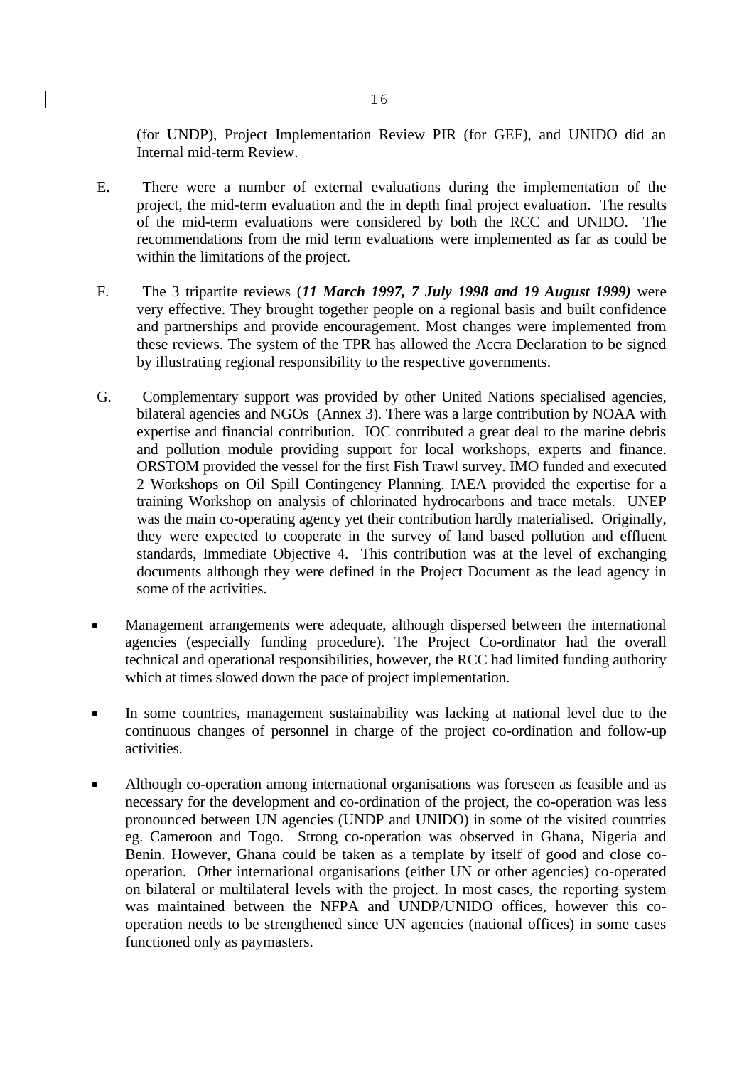(for UNDP), Project Implementation Review PIR (for GEF), and UNIDO did an Internal mid-term Review.

E. There were a number of external evaluations during the implementation of the project, the mid-term evaluation and the in depth final project evaluation. The results of the mid-term evaluations were considered by both the RCC and UNIDO. The recommendations from the mid term evaluations were implemented as far as could be within the limitations of the project.

F. The 3 tripartite reviews (***11 March 1997, 7 July 1998 and 19 August 1999)*** were very effective. They brought together people on a regional basis and built confidence and partnerships and provide encouragement. Most changes were implemented from these reviews. The system of the TPR has allowed the Accra Declaration to be signed by illustrating regional responsibility to the respective governments.

G. Complementary support was provided by other United Nations specialised agencies, bilateral agencies and NGOs (Annex 3). There was a large contribution by NOAA with expertise and financial contribution. IOC contributed a great deal to the marine debris and pollution module providing support for local workshops, experts and finance. ORSTOM provided the vessel for the first Fish Trawl survey. IMO funded and executed 2 Workshops on Oil Spill Contingency Planning. IAEA provided the expertise for a training Workshop on analysis of chlorinated hydrocarbons and trace metals. UNEP was the main co-operating agency yet their contribution hardly materialised. Originally, they were expected to cooperate in the survey of land based pollution and effluent standards, Immediate Objective 4. This contribution was at the level of exchanging documents although they were defined in the Project Document as the lead agency in some of the activities.

- Management arrangements were adequate, although dispersed between the international agencies (especially funding procedure). The Project Co-ordinator had the overall technical and operational responsibilities, however, the RCC had limited funding authority which at times slowed down the pace of project implementation.

- In some countries, management sustainability was lacking at national level due to the continuous changes of personnel in charge of the project co-ordination and follow-up activities.

- Although co-operation among international organisations was foreseen as feasible and as necessary for the development and co-ordination of the project, the co-operation was less pronounced between UN agencies (UNDP and UNIDO) in some of the visited countries eg. Cameroon and Togo. Strong co-operation was observed in Ghana, Nigeria and Benin. However, Ghana could be taken as a template by itself of good and close co-operation. Other international organisations (either UN or other agencies) co-operated on bilateral or multilateral levels with the project. In most cases, the reporting system was maintained between the NFPA and UNDP/UNIDO offices, however this co-operation needs to be strengthened since UN agencies (national offices) in some cases functioned only as paymasters.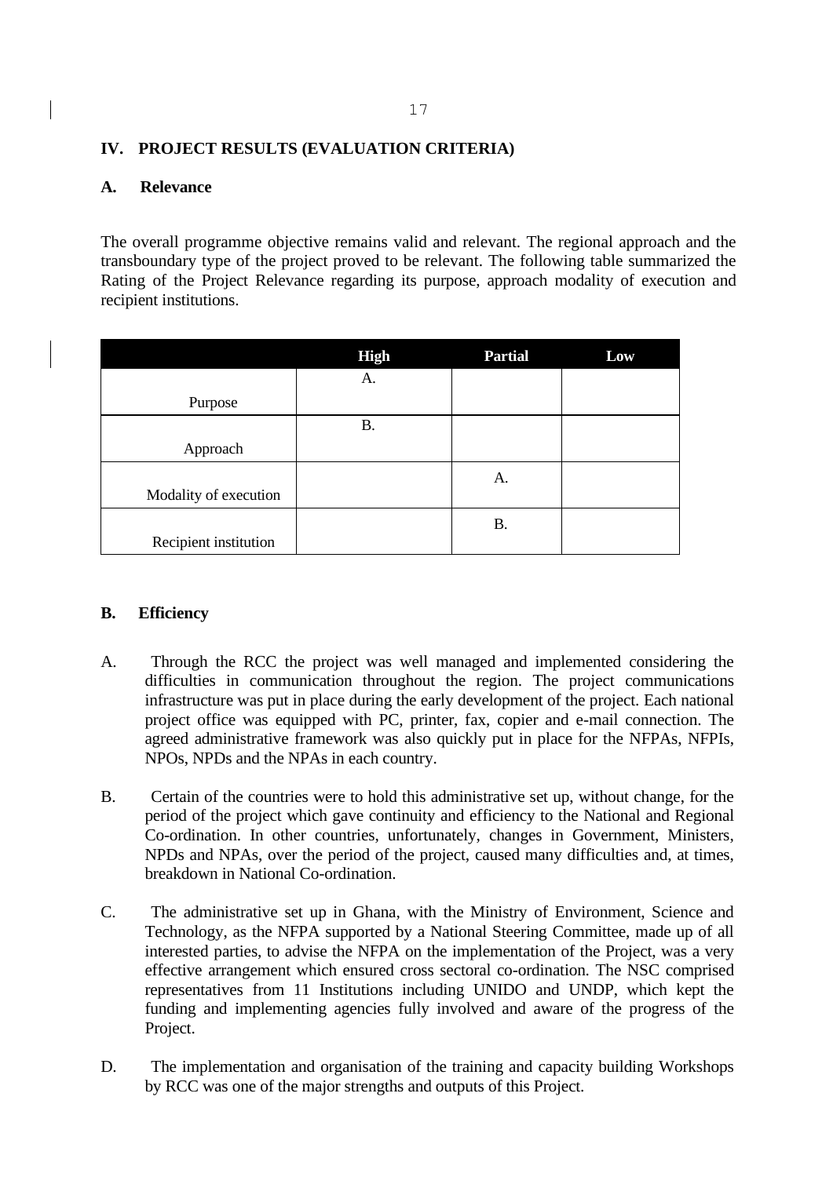## IV. PROJECT RESULTS (EVALUATION CRITERIA)

### A. Relevance

The overall programme objective remains valid and relevant. The regional approach and the transboundary type of the project proved to be relevant. The following table summarized the Rating of the Project Relevance regarding its purpose, approach modality of execution and recipient institutions.

| | High | Partial | Low |
|---|---|---|---|
| Purpose | A. | | |
| Approach | B. | | |
| Modality of execution | | A. | |
| Recipient institution | | B. | |

### B. Efficiency

A. Through the RCC the project was well managed and implemented considering the difficulties in communication throughout the region. The project communications infrastructure was put in place during the early development of the project. Each national project office was equipped with PC, printer, fax, copier and e-mail connection. The agreed administrative framework was also quickly put in place for the NFPAs, NFPIs, NPOs, NPDs and the NPAs in each country.

B. Certain of the countries were to hold this administrative set up, without change, for the period of the project which gave continuity and efficiency to the National and Regional Co-ordination. In other countries, unfortunately, changes in Government, Ministers, NPDs and NPAs, over the period of the project, caused many difficulties and, at times, breakdown in National Co-ordination.

C. The administrative set up in Ghana, with the Ministry of Environment, Science and Technology, as the NFPA supported by a National Steering Committee, made up of all interested parties, to advise the NFPA on the implementation of the Project, was a very effective arrangement which ensured cross sectoral co-ordination. The NSC comprised representatives from 11 Institutions including UNIDO and UNDP, which kept the funding and implementing agencies fully involved and aware of the progress of the Project.

D. The implementation and organisation of the training and capacity building Workshops by RCC was one of the major strengths and outputs of this Project.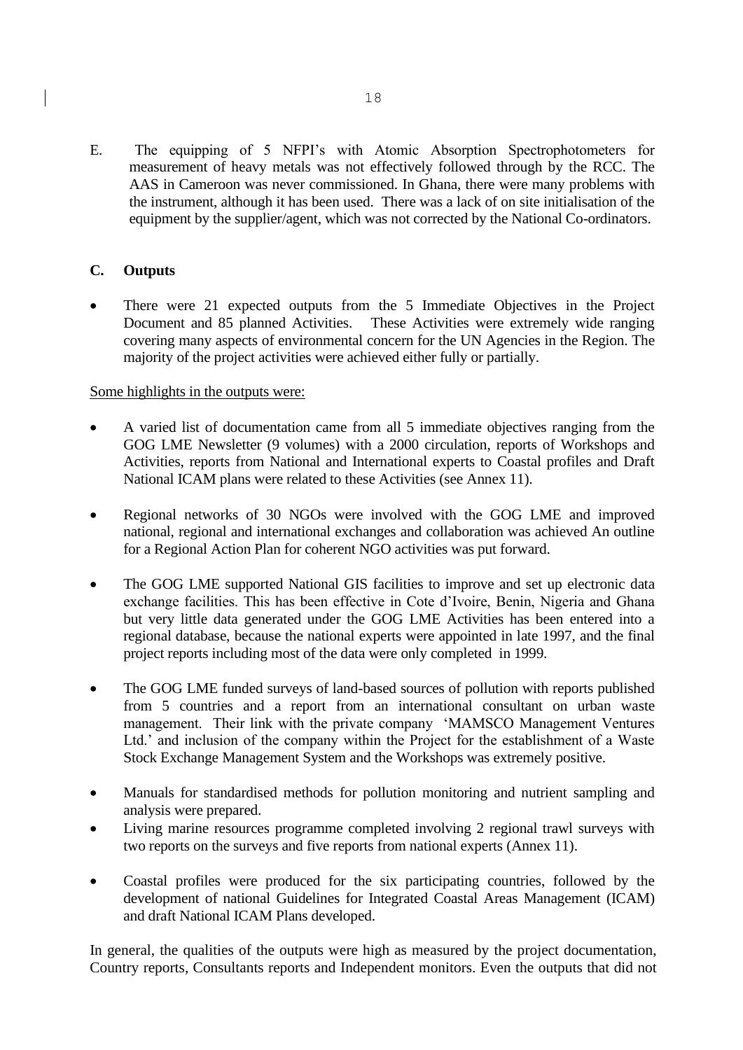E. The equipping of 5 NFPI's with Atomic Absorption Spectrophotometers for measurement of heavy metals was not effectively followed through by the RCC. The AAS in Cameroon was never commissioned. In Ghana, there were many problems with the instrument, although it has been used. There was a lack of on site initialisation of the equipment by the supplier/agent, which was not corrected by the National Co-ordinators.

## C. Outputs

- There were 21 expected outputs from the 5 Immediate Objectives in the Project Document and 85 planned Activities. These Activities were extremely wide ranging covering many aspects of environmental concern for the UN Agencies in the Region. The majority of the project activities were achieved either fully or partially.

Some highlights in the outputs were:

- A varied list of documentation came from all 5 immediate objectives ranging from the GOG LME Newsletter (9 volumes) with a 2000 circulation, reports of Workshops and Activities, reports from National and International experts to Coastal profiles and Draft National ICAM plans were related to these Activities (see Annex 11).

- Regional networks of 30 NGOs were involved with the GOG LME and improved national, regional and international exchanges and collaboration was achieved An outline for a Regional Action Plan for coherent NGO activities was put forward.

- The GOG LME supported National GIS facilities to improve and set up electronic data exchange facilities. This has been effective in Cote d'Ivoire, Benin, Nigeria and Ghana but very little data generated under the GOG LME Activities has been entered into a regional database, because the national experts were appointed in late 1997, and the final project reports including most of the data were only completed in 1999.

- The GOG LME funded surveys of land-based sources of pollution with reports published from 5 countries and a report from an international consultant on urban waste management. Their link with the private company 'MAMSCO Management Ventures Ltd.' and inclusion of the company within the Project for the establishment of a Waste Stock Exchange Management System and the Workshops was extremely positive.

- Manuals for standardised methods for pollution monitoring and nutrient sampling and analysis were prepared.
- Living marine resources programme completed involving 2 regional trawl surveys with two reports on the surveys and five reports from national experts (Annex 11).

- Coastal profiles were produced for the six participating countries, followed by the development of national Guidelines for Integrated Coastal Areas Management (ICAM) and draft National ICAM Plans developed.

In general, the qualities of the outputs were high as measured by the project documentation, Country reports, Consultants reports and Independent monitors. Even the outputs that did not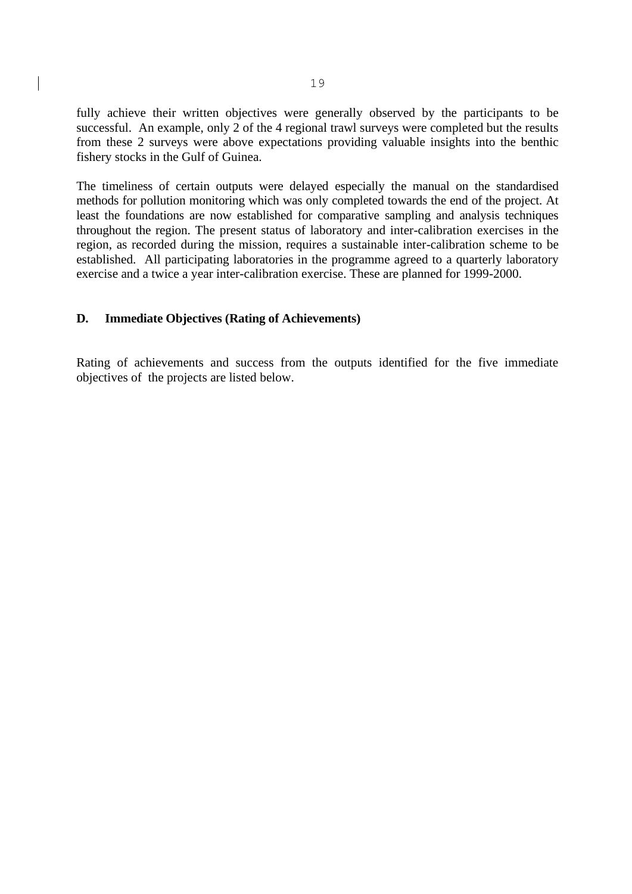fully achieve their written objectives were generally observed by the participants to be successful.  An example, only 2 of the 4 regional trawl surveys were completed but the results from these 2 surveys were above expectations providing valuable insights into the benthic fishery stocks in the Gulf of Guinea.

The timeliness of certain outputs were delayed especially the manual on the standardised methods for pollution monitoring which was only completed towards the end of the project. At least the foundations are now established for comparative sampling and analysis techniques throughout the region. The present status of laboratory and inter-calibration exercises in the region, as recorded during the mission, requires a sustainable inter-calibration scheme to be established.  All participating laboratories in the programme agreed to a quarterly laboratory exercise and a twice a year inter-calibration exercise. These are planned for 1999-2000.

### D. Immediate Objectives (Rating of Achievements)

Rating of achievements and success from the outputs identified for the five immediate objectives of  the projects are listed below.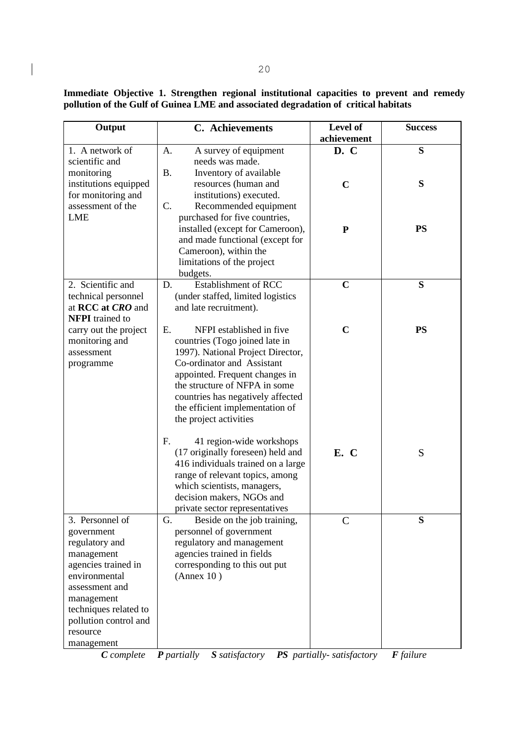**Immediate Objective 1. Strengthen regional institutional capacities to prevent and remedy pollution of the Gulf of Guinea LME and associated degradation of critical habitats**

| Output | C. Achievements | Level of achievement | Success |
|---|---|---|---|
| 1. A network of scientific and monitoring institutions equipped for monitoring and assessment of the LME | A. A survey of equipment needs was made. | D. C | S |
| | B. Inventory of available resources (human and institutions) executed. | C | S |
| | C. Recommended equipment purchased for five countries, installed (except for Cameroon), and made functional (except for Cameroon), within the limitations of the project budgets. | P | PS |
| 2. Scientific and technical personnel at **RCC at *CRO*** and **NFPI** trained to carry out the project monitoring and assessment programme | D. Establishment of RCC (under staffed, limited logistics and late recruitment). | C | S |
| | E. NFPI established in five countries (Togo joined late in 1997). National Project Director, Co-ordinator and Assistant appointed. Frequent changes in the structure of NFPA in some countries has negatively affected the efficient implementation of the project activities | C | PS |
| | F. 41 region-wide workshops (17 originally foreseen) held and 416 individuals trained on a large range of relevant topics, among which scientists, managers, decision makers, NGOs and private sector representatives | E. C | S |
| 3. Personnel of government regulatory and management agencies trained in environmental assessment and management techniques related to pollution control and resource management | G. Beside on the job training, personnel of government regulatory and management agencies trained in fields corresponding to this out put (Annex 10 ) | C | S |

***C** complete* ***P** partially* ***S** satisfactory* ***PS** partially- satisfactory* ***F** failure*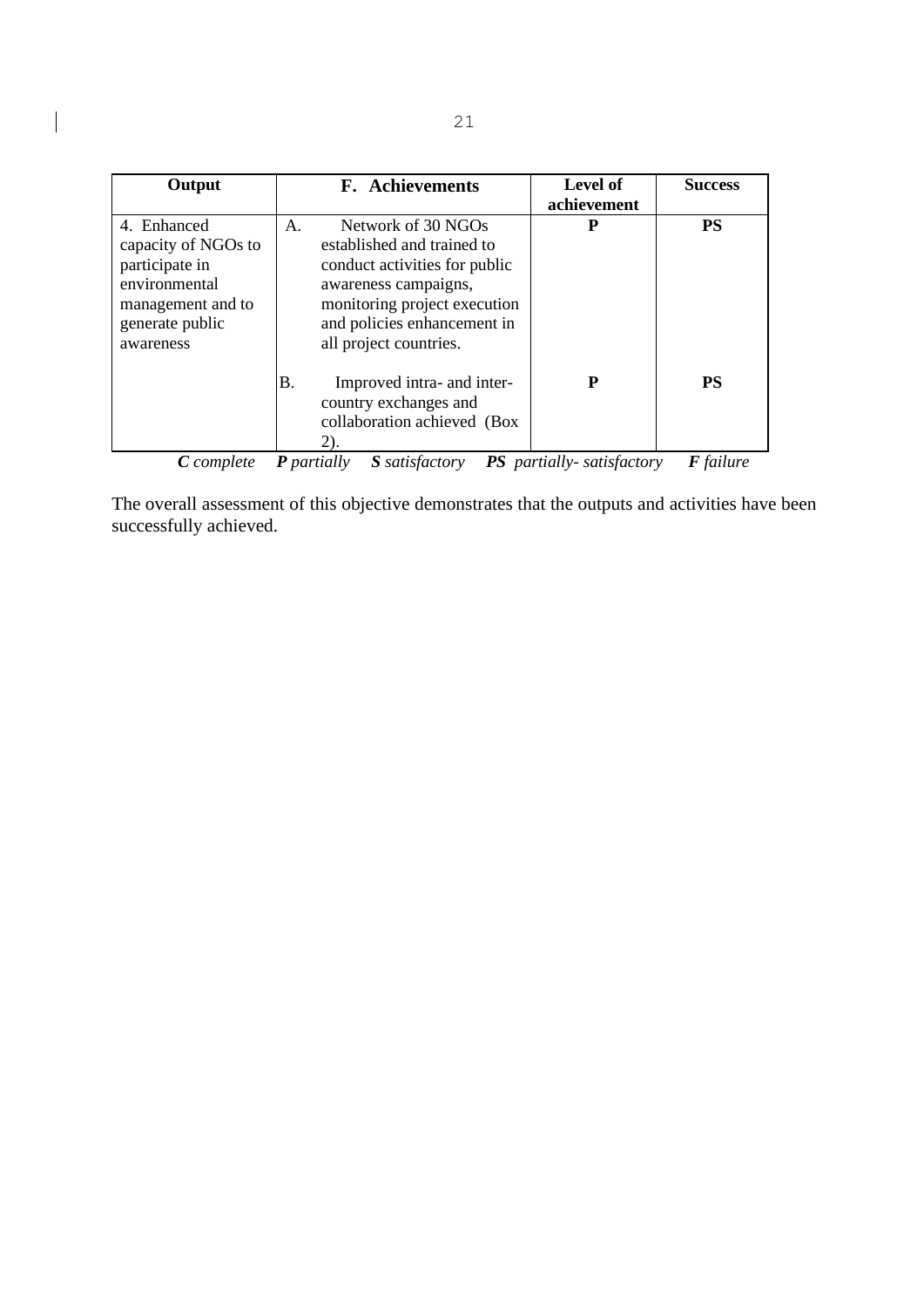| Output | F. Achievements | Level of achievement | Success |
|---|---|---|---|
| 4. Enhanced capacity of NGOs to participate in environmental management and to generate public awareness | A. Network of 30 NGOs established and trained to conduct activities for public awareness campaigns, monitoring project execution and policies enhancement in all project countries. | **P** | **PS** |
| | B. Improved intra- and inter-country exchanges and collaboration achieved (Box 2). | **P** | **PS** |

***C*** *complete* ***P*** *partially* ***S*** *satisfactory* ***PS*** *partially- satisfactory* ***F*** *failure*

The overall assessment of this objective demonstrates that the outputs and activities have been successfully achieved.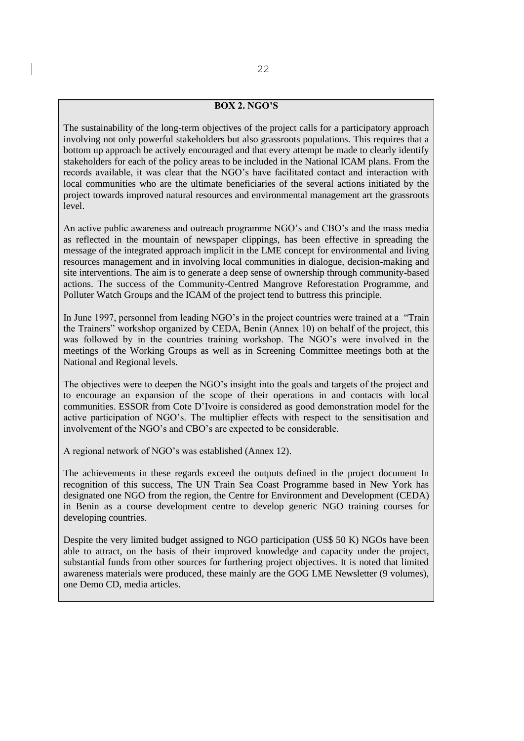**BOX 2. NGO'S**

The sustainability of the long-term objectives of the project calls for a participatory approach involving not only powerful stakeholders but also grassroots populations. This requires that a bottom up approach be actively encouraged and that every attempt be made to clearly identify stakeholders for each of the policy areas to be included in the National ICAM plans. From the records available, it was clear that the NGO's have facilitated contact and interaction with local communities who are the ultimate beneficiaries of the several actions initiated by the project towards improved natural resources and environmental management art the grassroots level.

An active public awareness and outreach programme NGO's and CBO's and the mass media as reflected in the mountain of newspaper clippings, has been effective in spreading the message of the integrated approach implicit in the LME concept for environmental and living resources management and in involving local communities in dialogue, decision-making and site interventions. The aim is to generate a deep sense of ownership through community-based actions. The success of the Community-Centred Mangrove Reforestation Programme, and Polluter Watch Groups and the ICAM of the project tend to buttress this principle.

In June 1997, personnel from leading NGO's in the project countries were trained at a "Train the Trainers" workshop organized by CEDA, Benin (Annex 10) on behalf of the project, this was followed by in the countries training workshop. The NGO's were involved in the meetings of the Working Groups as well as in Screening Committee meetings both at the National and Regional levels.

The objectives were to deepen the NGO's insight into the goals and targets of the project and to encourage an expansion of the scope of their operations in and contacts with local communities. ESSOR from Cote D'Ivoire is considered as good demonstration model for the active participation of NGO's. The multiplier effects with respect to the sensitisation and involvement of the NGO's and CBO's are expected to be considerable.

A regional network of NGO's was established (Annex 12).

The achievements in these regards exceed the outputs defined in the project document In recognition of this success, The UN Train Sea Coast Programme based in New York has designated one NGO from the region, the Centre for Environment and Development (CEDA) in Benin as a course development centre to develop generic NGO training courses for developing countries.

Despite the very limited budget assigned to NGO participation (US$ 50 K) NGOs have been able to attract, on the basis of their improved knowledge and capacity under the project, substantial funds from other sources for furthering project objectives. It is noted that limited awareness materials were produced, these mainly are the GOG LME Newsletter (9 volumes), one Demo CD, media articles.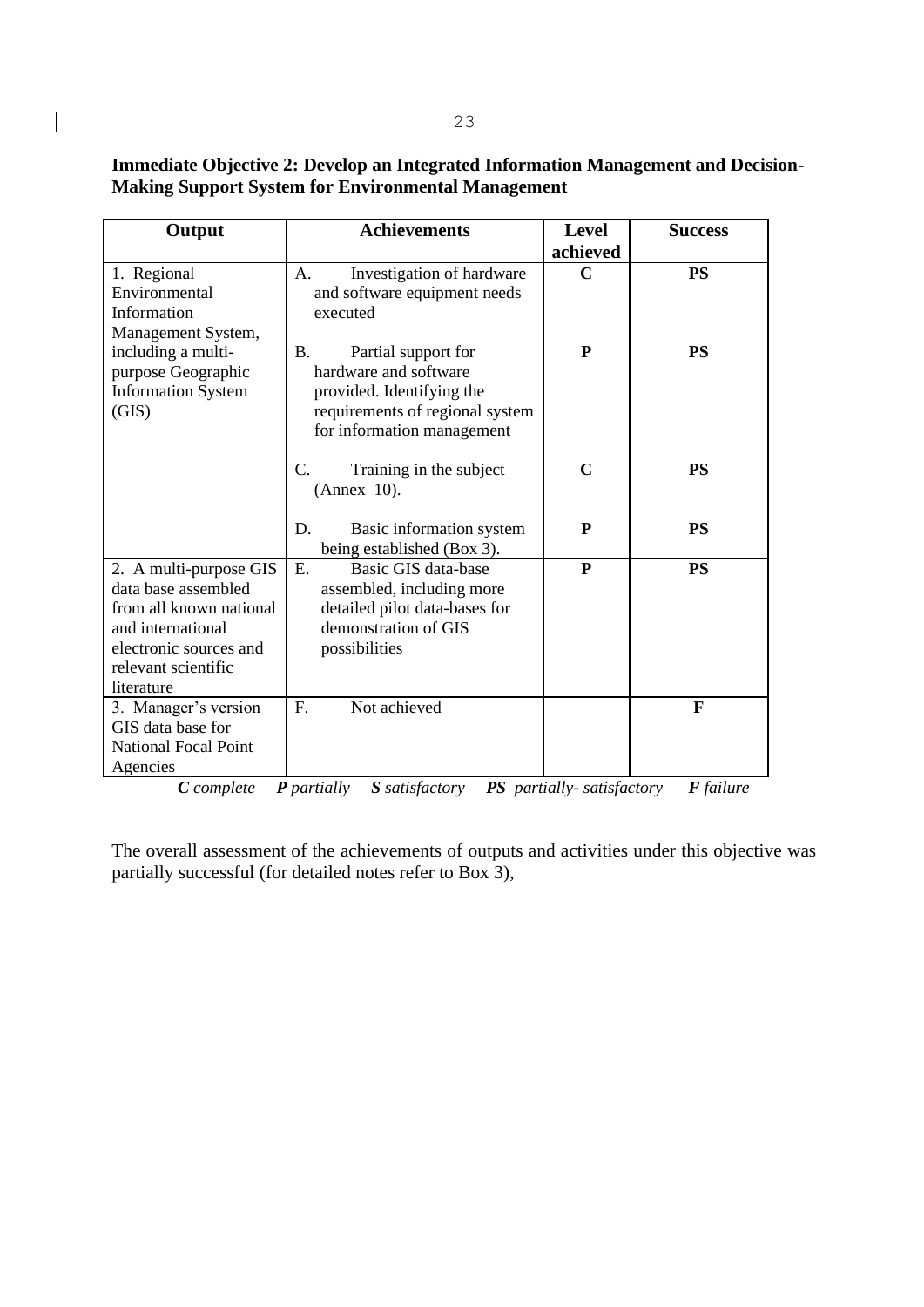**Immediate Objective 2: Develop an Integrated Information Management and Decision-Making Support System for Environmental Management**

| Output | Achievements | Level achieved | Success |
|---|---|---|---|
| 1. Regional Environmental Information Management System, including a multi-purpose Geographic Information System (GIS) | A. Investigation of hardware and software equipment needs executed | **C** | **PS** |
| | B. Partial support for hardware and software provided. Identifying the requirements of regional system for information management | **P** | **PS** |
| | C. Training in the subject (Annex 10). | **C** | **PS** |
| | D. Basic information system being established (Box 3). | **P** | **PS** |
| 2. A multi-purpose GIS data base assembled from all known national and international electronic sources and relevant scientific literature | E. Basic GIS data-base assembled, including more detailed pilot data-bases for demonstration of GIS possibilities | **P** | **PS** |
| 3. Manager's version GIS data base for National Focal Point Agencies | F. Not achieved | | **F** |

***C** complete* ***P** partially* ***S** satisfactory* ***PS** partially- satisfactory* ***F** failure*

The overall assessment of the achievements of outputs and activities under this objective was partially successful (for detailed notes refer to Box 3),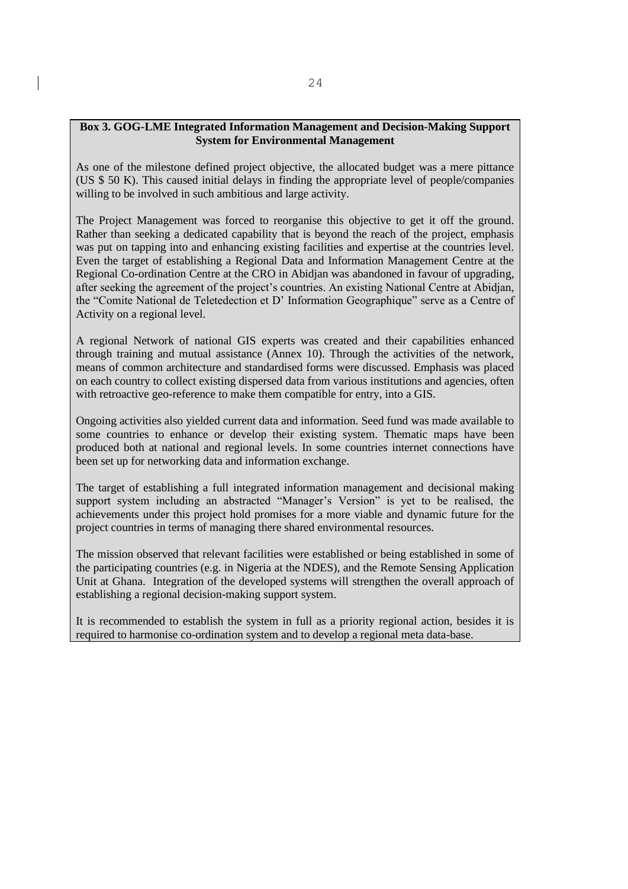**Box 3. GOG-LME Integrated Information Management and Decision-Making Support System for Environmental Management**

As one of the milestone defined project objective, the allocated budget was a mere pittance (US $ 50 K). This caused initial delays in finding the appropriate level of people/companies willing to be involved in such ambitious and large activity.

The Project Management was forced to reorganise this objective to get it off the ground. Rather than seeking a dedicated capability that is beyond the reach of the project, emphasis was put on tapping into and enhancing existing facilities and expertise at the countries level. Even the target of establishing a Regional Data and Information Management Centre at the Regional Co-ordination Centre at the CRO in Abidjan was abandoned in favour of upgrading, after seeking the agreement of the project's countries. An existing National Centre at Abidjan, the "Comite National de Teletedection et D' Information Geographique" serve as a Centre of Activity on a regional level.

A regional Network of national GIS experts was created and their capabilities enhanced through training and mutual assistance (Annex 10). Through the activities of the network, means of common architecture and standardised forms were discussed. Emphasis was placed on each country to collect existing dispersed data from various institutions and agencies, often with retroactive geo-reference to make them compatible for entry, into a GIS.

Ongoing activities also yielded current data and information. Seed fund was made available to some countries to enhance or develop their existing system. Thematic maps have been produced both at national and regional levels. In some countries internet connections have been set up for networking data and information exchange.

The target of establishing a full integrated information management and decisional making support system including an abstracted "Manager's Version" is yet to be realised, the achievements under this project hold promises for a more viable and dynamic future for the project countries in terms of managing there shared environmental resources.

The mission observed that relevant facilities were established or being established in some of the participating countries (e.g. in Nigeria at the NDES), and the Remote Sensing Application Unit at Ghana. Integration of the developed systems will strengthen the overall approach of establishing a regional decision-making support system.

It is recommended to establish the system in full as a priority regional action, besides it is required to harmonise co-ordination system and to develop a regional meta data-base.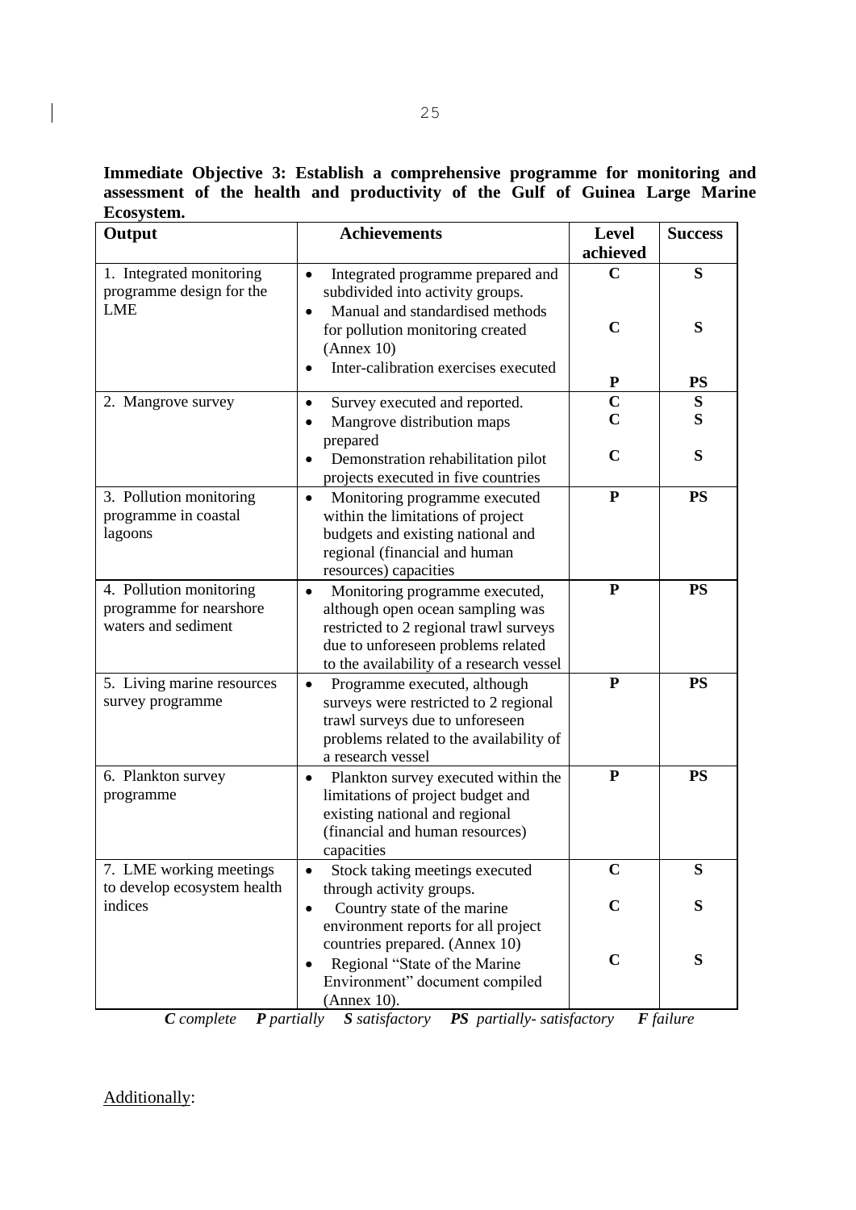**Immediate Objective 3: Establish a comprehensive programme for monitoring and assessment of the health and productivity of the Gulf of Guinea Large Marine Ecosystem.**

| Output | Achievements | Level achieved | Success |
|---|---|---|---|
| 1. Integrated monitoring programme design for the LME | • Integrated programme prepared and subdivided into activity groups.<br>• Manual and standardised methods for pollution monitoring created (Annex 10)<br>• Inter-calibration exercises executed | C<br><br>C<br><br>P | S<br><br>S<br><br>PS |
| 2. Mangrove survey | • Survey executed and reported.<br>• Mangrove distribution maps prepared<br>• Demonstration rehabilitation pilot projects executed in five countries | C<br>C<br><br>C | S<br>S<br><br>S |
| 3. Pollution monitoring programme in coastal lagoons | • Monitoring programme executed within the limitations of project budgets and existing national and regional (financial and human resources) capacities | P | PS |
| 4. Pollution monitoring programme for nearshore waters and sediment | • Monitoring programme executed, although open ocean sampling was restricted to 2 regional trawl surveys due to unforeseen problems related to the availability of a research vessel | P | PS |
| 5. Living marine resources survey programme | • Programme executed, although surveys were restricted to 2 regional trawl surveys due to unforeseen problems related to the availability of a research vessel | P | PS |
| 6. Plankton survey programme | • Plankton survey executed within the limitations of project budget and existing national and regional (financial and human resources) capacities | P | PS |
| 7. LME working meetings to develop ecosystem health indices | • Stock taking meetings executed through activity groups.<br>• Country state of the marine environment reports for all project countries prepared. (Annex 10)<br>• Regional "State of the Marine Environment" document compiled (Annex 10). | C<br><br>C<br><br>C | S<br><br>S<br><br>S |

***C** complete* ***P** partially* ***S** satisfactory* ***PS** partially- satisfactory* ***F** failure*

Additionally: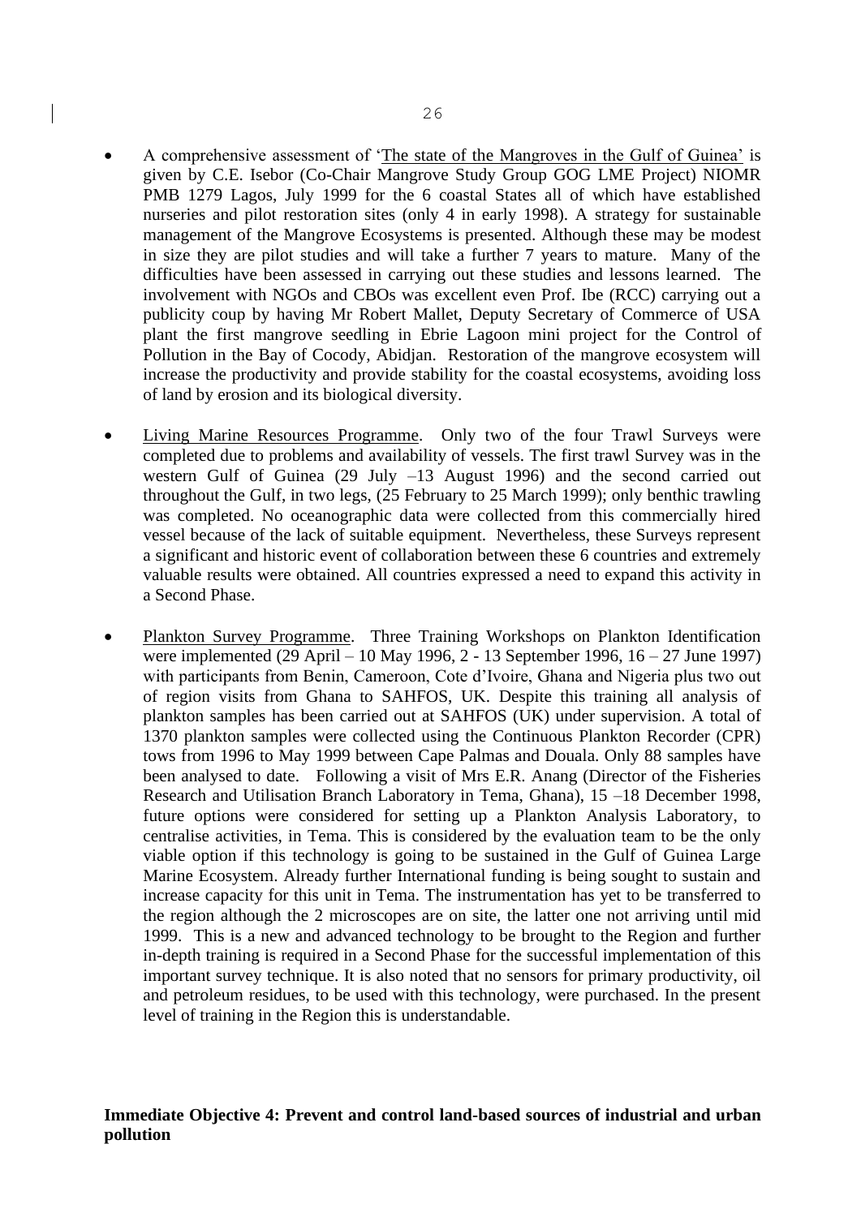- A comprehensive assessment of '<u>The state of the Mangroves in the Gulf of Guinea</u>' is given by C.E. Isebor (Co-Chair Mangrove Study Group GOG LME Project) NIOMR PMB 1279 Lagos, July 1999 for the 6 coastal States all of which have established nurseries and pilot restoration sites (only 4 in early 1998). A strategy for sustainable management of the Mangrove Ecosystems is presented. Although these may be modest in size they are pilot studies and will take a further 7 years to mature. Many of the difficulties have been assessed in carrying out these studies and lessons learned. The involvement with NGOs and CBOs was excellent even Prof. Ibe (RCC) carrying out a publicity coup by having Mr Robert Mallet, Deputy Secretary of Commerce of USA plant the first mangrove seedling in Ebrie Lagoon mini project for the Control of Pollution in the Bay of Cocody, Abidjan. Restoration of the mangrove ecosystem will increase the productivity and provide stability for the coastal ecosystems, avoiding loss of land by erosion and its biological diversity.

- <u>Living Marine Resources Programme</u>. Only two of the four Trawl Surveys were completed due to problems and availability of vessels. The first trawl Survey was in the western Gulf of Guinea (29 July –13 August 1996) and the second carried out throughout the Gulf, in two legs, (25 February to 25 March 1999); only benthic trawling was completed. No oceanographic data were collected from this commercially hired vessel because of the lack of suitable equipment. Nevertheless, these Surveys represent a significant and historic event of collaboration between these 6 countries and extremely valuable results were obtained. All countries expressed a need to expand this activity in a Second Phase.

- <u>Plankton Survey Programme</u>. Three Training Workshops on Plankton Identification were implemented (29 April – 10 May 1996, 2 - 13 September 1996, 16 – 27 June 1997) with participants from Benin, Cameroon, Cote d'Ivoire, Ghana and Nigeria plus two out of region visits from Ghana to SAHFOS, UK. Despite this training all analysis of plankton samples has been carried out at SAHFOS (UK) under supervision. A total of 1370 plankton samples were collected using the Continuous Plankton Recorder (CPR) tows from 1996 to May 1999 between Cape Palmas and Douala. Only 88 samples have been analysed to date. Following a visit of Mrs E.R. Anang (Director of the Fisheries Research and Utilisation Branch Laboratory in Tema, Ghana), 15 –18 December 1998, future options were considered for setting up a Plankton Analysis Laboratory, to centralise activities, in Tema. This is considered by the evaluation team to be the only viable option if this technology is going to be sustained in the Gulf of Guinea Large Marine Ecosystem. Already further International funding is being sought to sustain and increase capacity for this unit in Tema. The instrumentation has yet to be transferred to the region although the 2 microscopes are on site, the latter one not arriving until mid 1999. This is a new and advanced technology to be brought to the Region and further in-depth training is required in a Second Phase for the successful implementation of this important survey technique. It is also noted that no sensors for primary productivity, oil and petroleum residues, to be used with this technology, were purchased. In the present level of training in the Region this is understandable.

**Immediate Objective 4: Prevent and control land-based sources of industrial and urban pollution**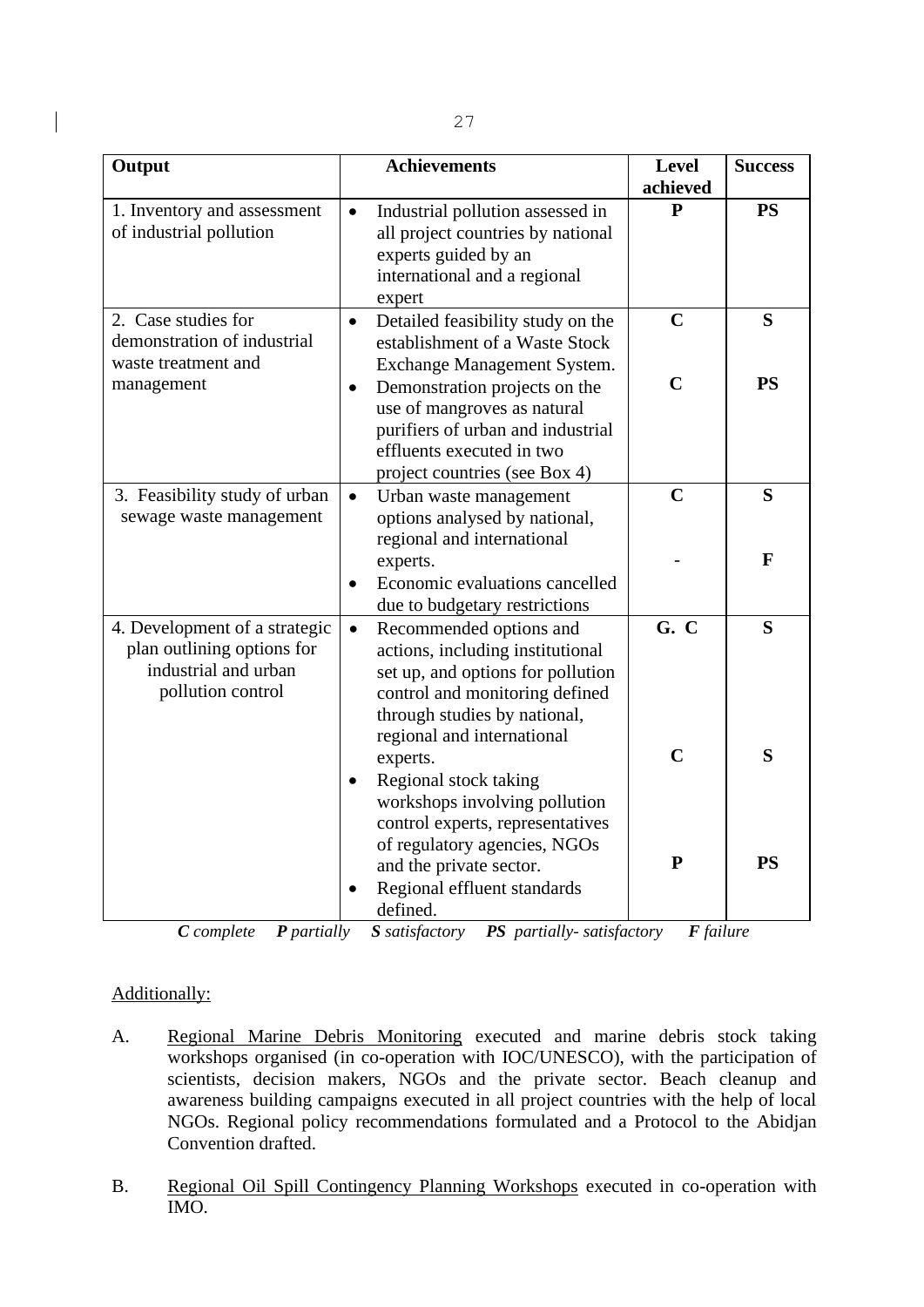| Output | Achievements | Level achieved | Success |
|---|---|---|---|
| 1. Inventory and assessment of industrial pollution | • Industrial pollution assessed in all project countries by national experts guided by an international and a regional expert | **P** | **PS** |
| 2. Case studies for demonstration of industrial waste treatment and management | • Detailed feasibility study on the establishment of a Waste Stock Exchange Management System. | **C** | **S** |
| | • Demonstration projects on the use of mangroves as natural purifiers of urban and industrial effluents executed in two project countries (see Box 4) | **C** | **PS** |
| 3. Feasibility study of urban sewage waste management | • Urban waste management options analysed by national, regional and international experts. | **C** | **S** |
| | • Economic evaluations cancelled due to budgetary restrictions | - | **F** |
| 4. Development of a strategic plan outlining options for industrial and urban pollution control | • Recommended options and actions, including institutional set up, and options for pollution control and monitoring defined through studies by national, regional and international experts. | **G. C** | **S** |
| | • Regional stock taking workshops involving pollution control experts, representatives of regulatory agencies, NGOs and the private sector. | **C** | **S** |
| | • Regional effluent standards defined. | **P** | **PS** |

***C** complete* ***P** partially* ***S** satisfactory* ***PS** partially- satisfactory* ***F** failure*

Additionally:

A. Regional Marine Debris Monitoring executed and marine debris stock taking workshops organised (in co-operation with IOC/UNESCO), with the participation of scientists, decision makers, NGOs and the private sector. Beach cleanup and awareness building campaigns executed in all project countries with the help of local NGOs. Regional policy recommendations formulated and a Protocol to the Abidjan Convention drafted.

B. Regional Oil Spill Contingency Planning Workshops executed in co-operation with IMO.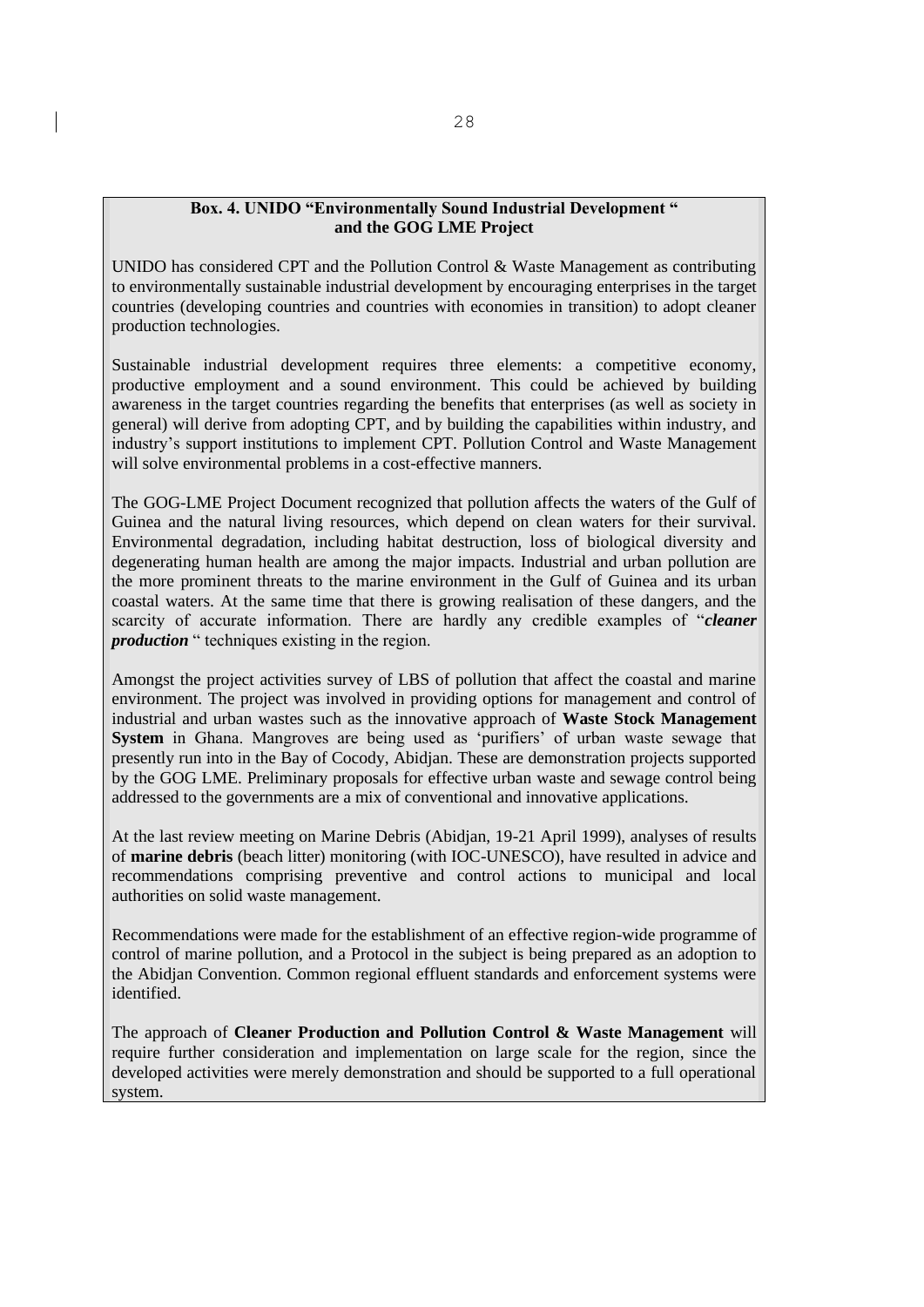**Box. 4. UNIDO "Environmentally Sound Industrial Development " and the GOG LME Project**

UNIDO has considered CPT and the Pollution Control & Waste Management as contributing to environmentally sustainable industrial development by encouraging enterprises in the target countries (developing countries and countries with economies in transition) to adopt cleaner production technologies.

Sustainable industrial development requires three elements: a competitive economy, productive employment and a sound environment. This could be achieved by building awareness in the target countries regarding the benefits that enterprises (as well as society in general) will derive from adopting CPT, and by building the capabilities within industry, and industry's support institutions to implement CPT. Pollution Control and Waste Management will solve environmental problems in a cost-effective manners.

The GOG-LME Project Document recognized that pollution affects the waters of the Gulf of Guinea and the natural living resources, which depend on clean waters for their survival. Environmental degradation, including habitat destruction, loss of biological diversity and degenerating human health are among the major impacts. Industrial and urban pollution are the more prominent threats to the marine environment in the Gulf of Guinea and its urban coastal waters. At the same time that there is growing realisation of these dangers, and the scarcity of accurate information. There are hardly any credible examples of "***cleaner production*** " techniques existing in the region.

Amongst the project activities survey of LBS of pollution that affect the coastal and marine environment. The project was involved in providing options for management and control of industrial and urban wastes such as the innovative approach of **Waste Stock Management System** in Ghana. Mangroves are being used as 'purifiers' of urban waste sewage that presently run into in the Bay of Cocody, Abidjan. These are demonstration projects supported by the GOG LME. Preliminary proposals for effective urban waste and sewage control being addressed to the governments are a mix of conventional and innovative applications.

At the last review meeting on Marine Debris (Abidjan, 19-21 April 1999), analyses of results of **marine debris** (beach litter) monitoring (with IOC-UNESCO), have resulted in advice and recommendations comprising preventive and control actions to municipal and local authorities on solid waste management.

Recommendations were made for the establishment of an effective region-wide programme of control of marine pollution, and a Protocol in the subject is being prepared as an adoption to the Abidjan Convention. Common regional effluent standards and enforcement systems were identified.

The approach of **Cleaner Production and Pollution Control & Waste Management** will require further consideration and implementation on large scale for the region, since the developed activities were merely demonstration and should be supported to a full operational system.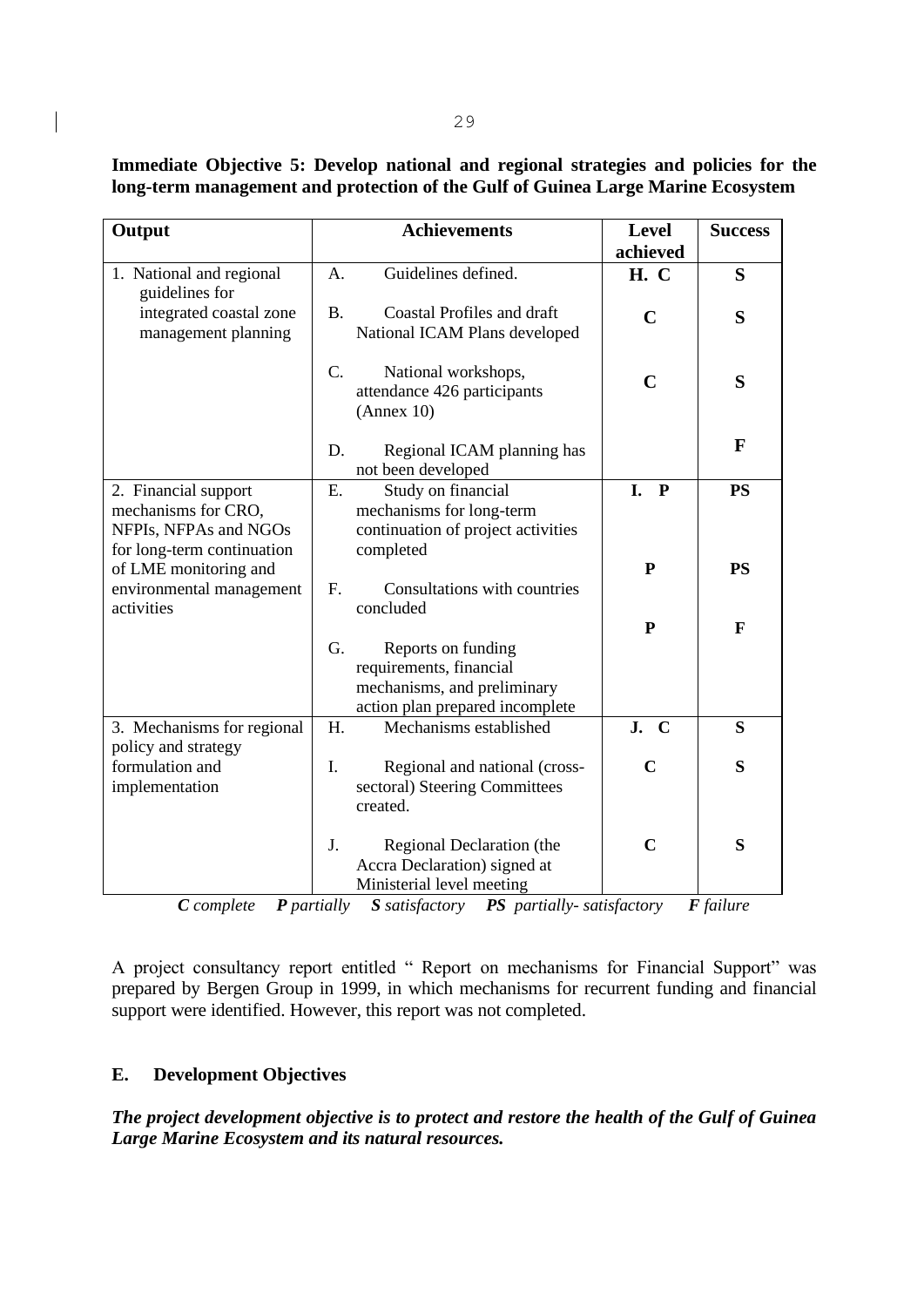**Immediate Objective 5: Develop national and regional strategies and policies for the long-term management and protection of the Gulf of Guinea Large Marine Ecosystem**

| Output | Achievements | Level achieved | Success |
|---|---|---|---|
| 1. National and regional guidelines for integrated coastal zone management planning | A. Guidelines defined. | H. C | S |
| | B. Coastal Profiles and draft National ICAM Plans developed | C | S |
| | C. National workshops, attendance 426 participants (Annex 10) | C | S |
| | D. Regional ICAM planning has not been developed | | F |
| 2. Financial support mechanisms for CRO, NFPIs, NFPAs and NGOs for long-term continuation of LME monitoring and environmental management activities | E. Study on financial mechanisms for long-term continuation of project activities completed | I. P | PS |
| | F. Consultations with countries concluded | P | PS |
| | G. Reports on funding requirements, financial mechanisms, and preliminary action plan prepared incomplete | P | F |
| 3. Mechanisms for regional policy and strategy formulation and implementation | H. Mechanisms established | J. C | S |
| | I. Regional and national (cross-sectoral) Steering Committees created. | C | S |
| | J. Regional Declaration (the Accra Declaration) signed at Ministerial level meeting | C | S |

***C*** *complete* ***P*** *partially* ***S*** *satisfactory* ***PS*** *partially- satisfactory* ***F*** *failure*

A project consultancy report entitled " Report on mechanisms for Financial Support" was prepared by Bergen Group in 1999, in which mechanisms for recurrent funding and financial support were identified. However, this report was not completed.

## E. Development Objectives

***The project development objective is to protect and restore the health of the Gulf of Guinea Large Marine Ecosystem and its natural resources.***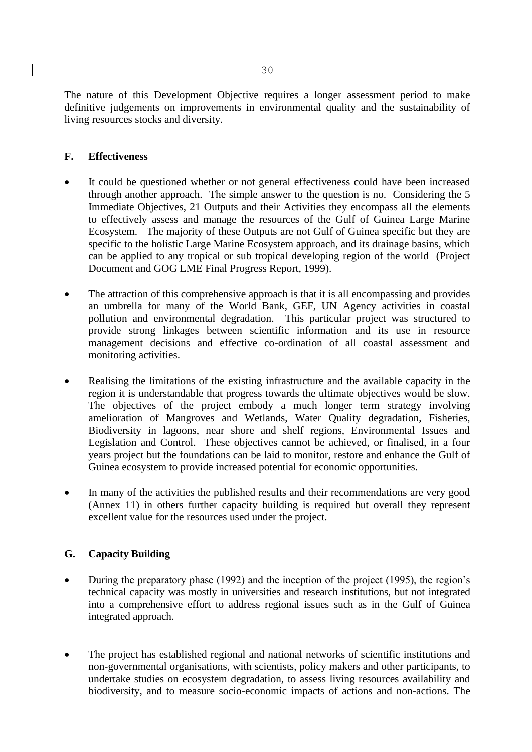The nature of this Development Objective requires a longer assessment period to make definitive judgements on improvements in environmental quality and the sustainability of living resources stocks and diversity.

## F. Effectiveness

- It could be questioned whether or not general effectiveness could have been increased through another approach. The simple answer to the question is no. Considering the 5 Immediate Objectives, 21 Outputs and their Activities they encompass all the elements to effectively assess and manage the resources of the Gulf of Guinea Large Marine Ecosystem. The majority of these Outputs are not Gulf of Guinea specific but they are specific to the holistic Large Marine Ecosystem approach, and its drainage basins, which can be applied to any tropical or sub tropical developing region of the world (Project Document and GOG LME Final Progress Report, 1999).

- The attraction of this comprehensive approach is that it is all encompassing and provides an umbrella for many of the World Bank, GEF, UN Agency activities in coastal pollution and environmental degradation. This particular project was structured to provide strong linkages between scientific information and its use in resource management decisions and effective co-ordination of all coastal assessment and monitoring activities.

- Realising the limitations of the existing infrastructure and the available capacity in the region it is understandable that progress towards the ultimate objectives would be slow. The objectives of the project embody a much longer term strategy involving amelioration of Mangroves and Wetlands, Water Quality degradation, Fisheries, Biodiversity in lagoons, near shore and shelf regions, Environmental Issues and Legislation and Control. These objectives cannot be achieved, or finalised, in a four years project but the foundations can be laid to monitor, restore and enhance the Gulf of Guinea ecosystem to provide increased potential for economic opportunities.

- In many of the activities the published results and their recommendations are very good (Annex 11) in others further capacity building is required but overall they represent excellent value for the resources used under the project.

## G. Capacity Building

- During the preparatory phase (1992) and the inception of the project (1995), the region's technical capacity was mostly in universities and research institutions, but not integrated into a comprehensive effort to address regional issues such as in the Gulf of Guinea integrated approach.

- The project has established regional and national networks of scientific institutions and non-governmental organisations, with scientists, policy makers and other participants, to undertake studies on ecosystem degradation, to assess living resources availability and biodiversity, and to measure socio-economic impacts of actions and non-actions. The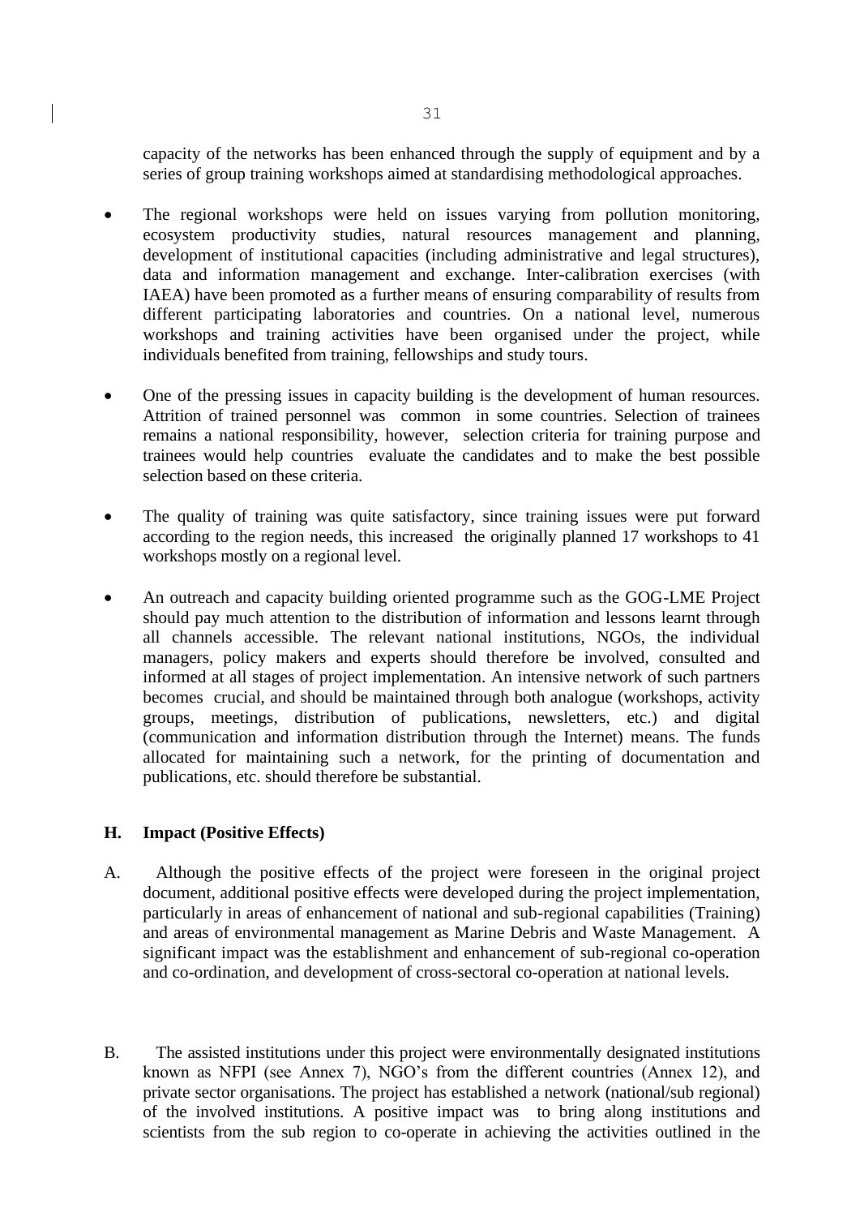capacity of the networks has been enhanced through the supply of equipment and by a series of group training workshops aimed at standardising methodological approaches.

- The regional workshops were held on issues varying from pollution monitoring, ecosystem productivity studies, natural resources management and planning, development of institutional capacities (including administrative and legal structures), data and information management and exchange. Inter-calibration exercises (with IAEA) have been promoted as a further means of ensuring comparability of results from different participating laboratories and countries. On a national level, numerous workshops and training activities have been organised under the project, while individuals benefited from training, fellowships and study tours.

- One of the pressing issues in capacity building is the development of human resources. Attrition of trained personnel was common in some countries. Selection of trainees remains a national responsibility, however, selection criteria for training purpose and trainees would help countries evaluate the candidates and to make the best possible selection based on these criteria.

- The quality of training was quite satisfactory, since training issues were put forward according to the region needs, this increased the originally planned 17 workshops to 41 workshops mostly on a regional level.

- An outreach and capacity building oriented programme such as the GOG-LME Project should pay much attention to the distribution of information and lessons learnt through all channels accessible. The relevant national institutions, NGOs, the individual managers, policy makers and experts should therefore be involved, consulted and informed at all stages of project implementation. An intensive network of such partners becomes crucial, and should be maintained through both analogue (workshops, activity groups, meetings, distribution of publications, newsletters, etc.) and digital (communication and information distribution through the Internet) means. The funds allocated for maintaining such a network, for the printing of documentation and publications, etc. should therefore be substantial.

## H. Impact (Positive Effects)

A. Although the positive effects of the project were foreseen in the original project document, additional positive effects were developed during the project implementation, particularly in areas of enhancement of national and sub-regional capabilities (Training) and areas of environmental management as Marine Debris and Waste Management. A significant impact was the establishment and enhancement of sub-regional co-operation and co-ordination, and development of cross-sectoral co-operation at national levels.

B. The assisted institutions under this project were environmentally designated institutions known as NFPI (see Annex 7), NGO's from the different countries (Annex 12), and private sector organisations. The project has established a network (national/sub regional) of the involved institutions. A positive impact was to bring along institutions and scientists from the sub region to co-operate in achieving the activities outlined in the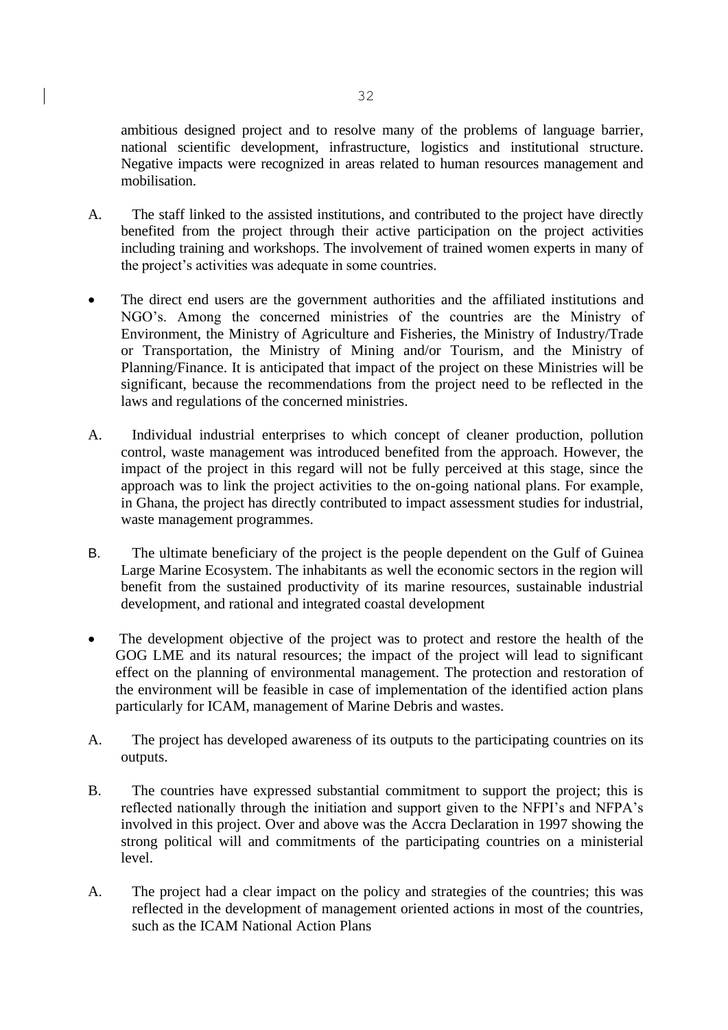ambitious designed project and to resolve many of the problems of language barrier, national scientific development, infrastructure, logistics and institutional structure. Negative impacts were recognized in areas related to human resources management and mobilisation.

A. The staff linked to the assisted institutions, and contributed to the project have directly benefited from the project through their active participation on the project activities including training and workshops. The involvement of trained women experts in many of the project's activities was adequate in some countries.

- The direct end users are the government authorities and the affiliated institutions and NGO's. Among the concerned ministries of the countries are the Ministry of Environment, the Ministry of Agriculture and Fisheries, the Ministry of Industry/Trade or Transportation, the Ministry of Mining and/or Tourism, and the Ministry of Planning/Finance. It is anticipated that impact of the project on these Ministries will be significant, because the recommendations from the project need to be reflected in the laws and regulations of the concerned ministries.

A. Individual industrial enterprises to which concept of cleaner production, pollution control, waste management was introduced benefited from the approach. However, the impact of the project in this regard will not be fully perceived at this stage, since the approach was to link the project activities to the on-going national plans. For example, in Ghana, the project has directly contributed to impact assessment studies for industrial, waste management programmes.

B. The ultimate beneficiary of the project is the people dependent on the Gulf of Guinea Large Marine Ecosystem. The inhabitants as well the economic sectors in the region will benefit from the sustained productivity of its marine resources, sustainable industrial development, and rational and integrated coastal development

- The development objective of the project was to protect and restore the health of the GOG LME and its natural resources; the impact of the project will lead to significant effect on the planning of environmental management. The protection and restoration of the environment will be feasible in case of implementation of the identified action plans particularly for ICAM, management of Marine Debris and wastes.

A. The project has developed awareness of its outputs to the participating countries on its outputs.

B. The countries have expressed substantial commitment to support the project; this is reflected nationally through the initiation and support given to the NFPI's and NFPA's involved in this project. Over and above was the Accra Declaration in 1997 showing the strong political will and commitments of the participating countries on a ministerial level.

A. The project had a clear impact on the policy and strategies of the countries; this was reflected in the development of management oriented actions in most of the countries, such as the ICAM National Action Plans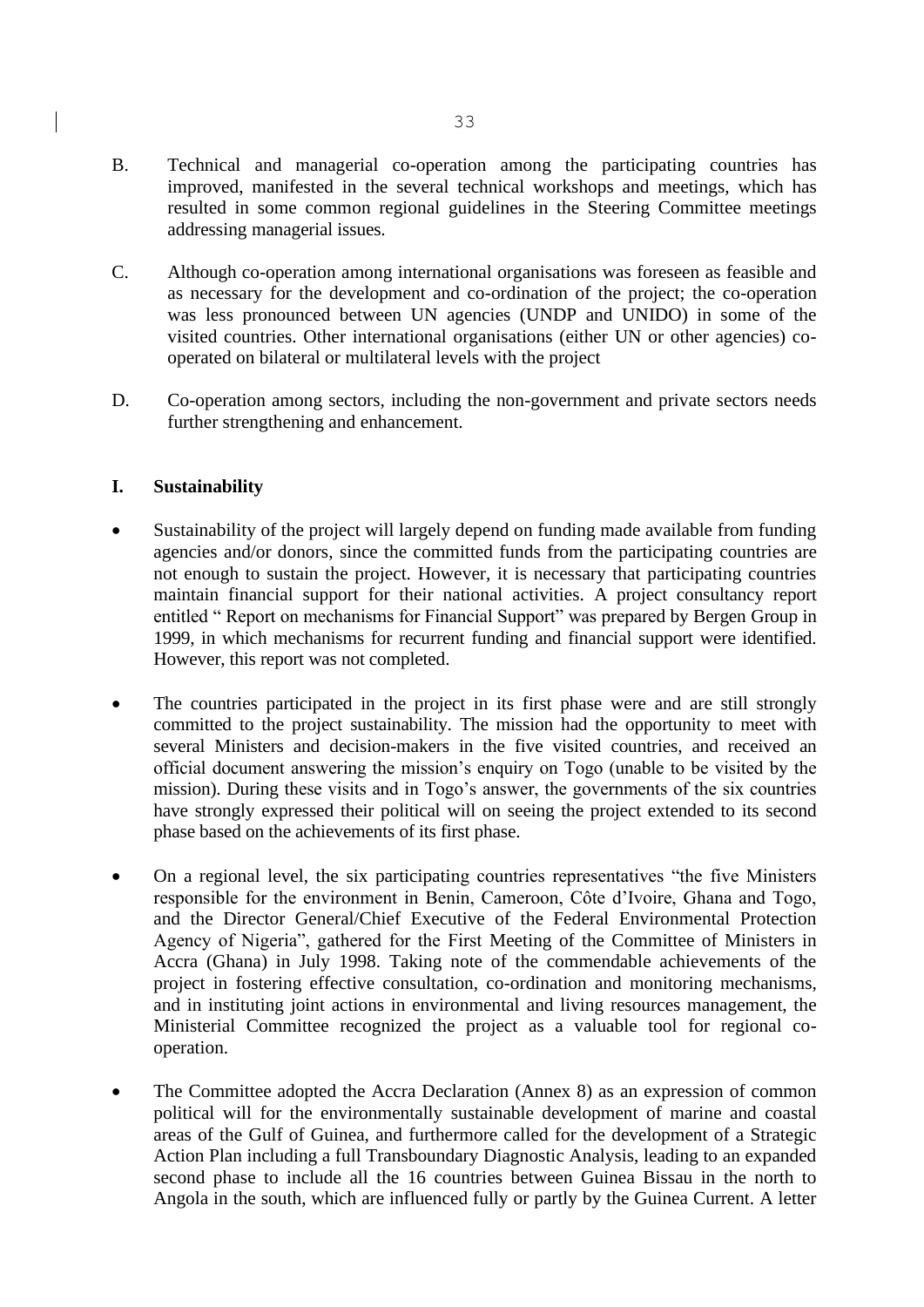B. Technical and managerial co-operation among the participating countries has improved, manifested in the several technical workshops and meetings, which has resulted in some common regional guidelines in the Steering Committee meetings addressing managerial issues.

C. Although co-operation among international organisations was foreseen as feasible and as necessary for the development and co-ordination of the project; the co-operation was less pronounced between UN agencies (UNDP and UNIDO) in some of the visited countries. Other international organisations (either UN or other agencies) co-operated on bilateral or multilateral levels with the project

D. Co-operation among sectors, including the non-government and private sectors needs further strengthening and enhancement.

## I. Sustainability

- Sustainability of the project will largely depend on funding made available from funding agencies and/or donors, since the committed funds from the participating countries are not enough to sustain the project. However, it is necessary that participating countries maintain financial support for their national activities. A project consultancy report entitled " Report on mechanisms for Financial Support" was prepared by Bergen Group in 1999, in which mechanisms for recurrent funding and financial support were identified. However, this report was not completed.

- The countries participated in the project in its first phase were and are still strongly committed to the project sustainability. The mission had the opportunity to meet with several Ministers and decision-makers in the five visited countries, and received an official document answering the mission's enquiry on Togo (unable to be visited by the mission). During these visits and in Togo's answer, the governments of the six countries have strongly expressed their political will on seeing the project extended to its second phase based on the achievements of its first phase.

- On a regional level, the six participating countries representatives "the five Ministers responsible for the environment in Benin, Cameroon, Côte d'Ivoire, Ghana and Togo, and the Director General/Chief Executive of the Federal Environmental Protection Agency of Nigeria", gathered for the First Meeting of the Committee of Ministers in Accra (Ghana) in July 1998. Taking note of the commendable achievements of the project in fostering effective consultation, co-ordination and monitoring mechanisms, and in instituting joint actions in environmental and living resources management, the Ministerial Committee recognized the project as a valuable tool for regional co-operation.

- The Committee adopted the Accra Declaration (Annex 8) as an expression of common political will for the environmentally sustainable development of marine and coastal areas of the Gulf of Guinea, and furthermore called for the development of a Strategic Action Plan including a full Transboundary Diagnostic Analysis, leading to an expanded second phase to include all the 16 countries between Guinea Bissau in the north to Angola in the south, which are influenced fully or partly by the Guinea Current. A letter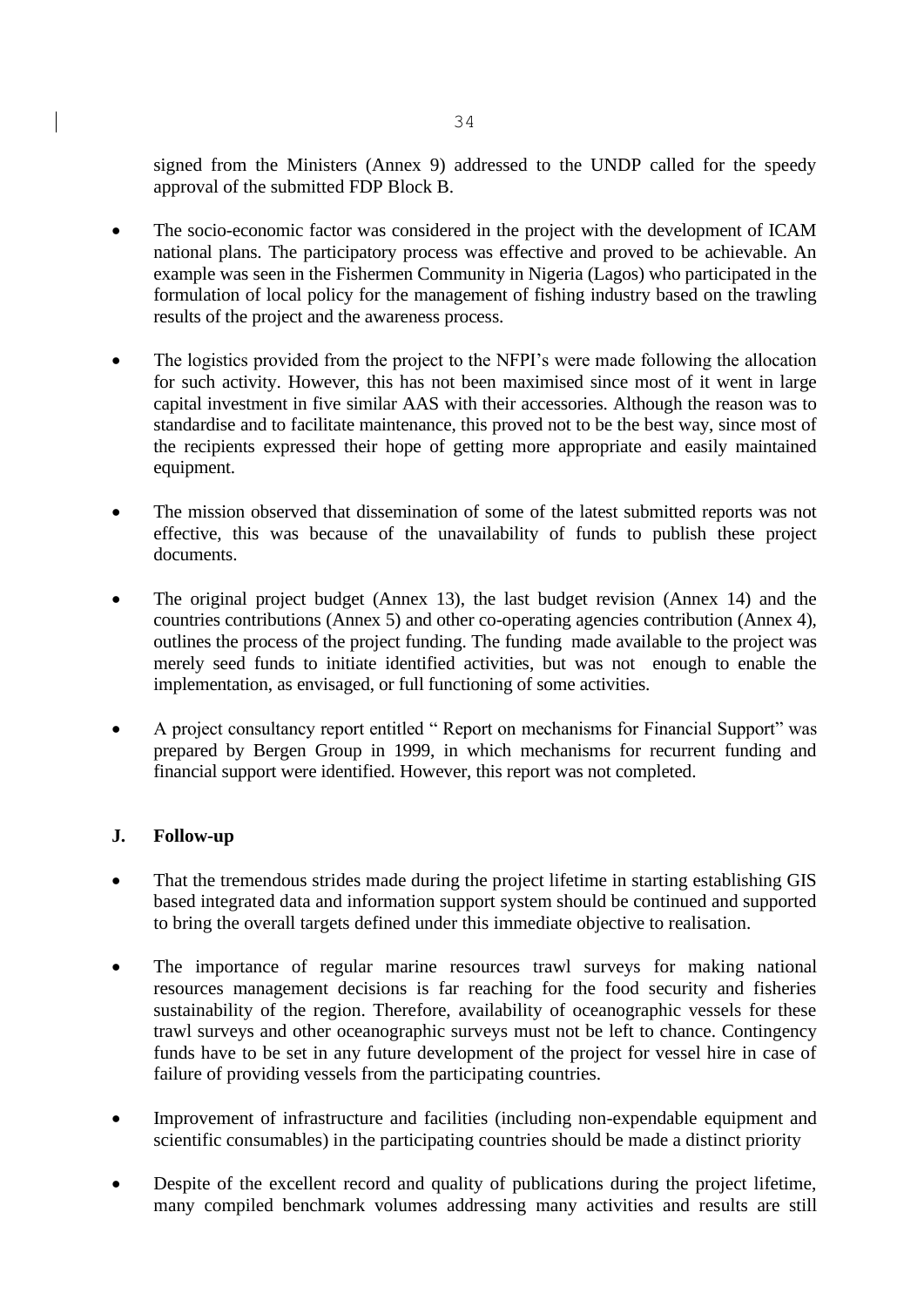signed from the Ministers (Annex 9) addressed to the UNDP called for the speedy approval of the submitted FDP Block B.

- The socio-economic factor was considered in the project with the development of ICAM national plans. The participatory process was effective and proved to be achievable. An example was seen in the Fishermen Community in Nigeria (Lagos) who participated in the formulation of local policy for the management of fishing industry based on the trawling results of the project and the awareness process.

- The logistics provided from the project to the NFPI's were made following the allocation for such activity. However, this has not been maximised since most of it went in large capital investment in five similar AAS with their accessories. Although the reason was to standardise and to facilitate maintenance, this proved not to be the best way, since most of the recipients expressed their hope of getting more appropriate and easily maintained equipment.

- The mission observed that dissemination of some of the latest submitted reports was not effective, this was because of the unavailability of funds to publish these project documents.

- The original project budget (Annex 13), the last budget revision (Annex 14) and the countries contributions (Annex 5) and other co-operating agencies contribution (Annex 4), outlines the process of the project funding. The funding made available to the project was merely seed funds to initiate identified activities, but was not enough to enable the implementation, as envisaged, or full functioning of some activities.

- A project consultancy report entitled " Report on mechanisms for Financial Support" was prepared by Bergen Group in 1999, in which mechanisms for recurrent funding and financial support were identified. However, this report was not completed.

## J. Follow-up

- That the tremendous strides made during the project lifetime in starting establishing GIS based integrated data and information support system should be continued and supported to bring the overall targets defined under this immediate objective to realisation.

- The importance of regular marine resources trawl surveys for making national resources management decisions is far reaching for the food security and fisheries sustainability of the region. Therefore, availability of oceanographic vessels for these trawl surveys and other oceanographic surveys must not be left to chance. Contingency funds have to be set in any future development of the project for vessel hire in case of failure of providing vessels from the participating countries.

- Improvement of infrastructure and facilities (including non-expendable equipment and scientific consumables) in the participating countries should be made a distinct priority

- Despite of the excellent record and quality of publications during the project lifetime, many compiled benchmark volumes addressing many activities and results are still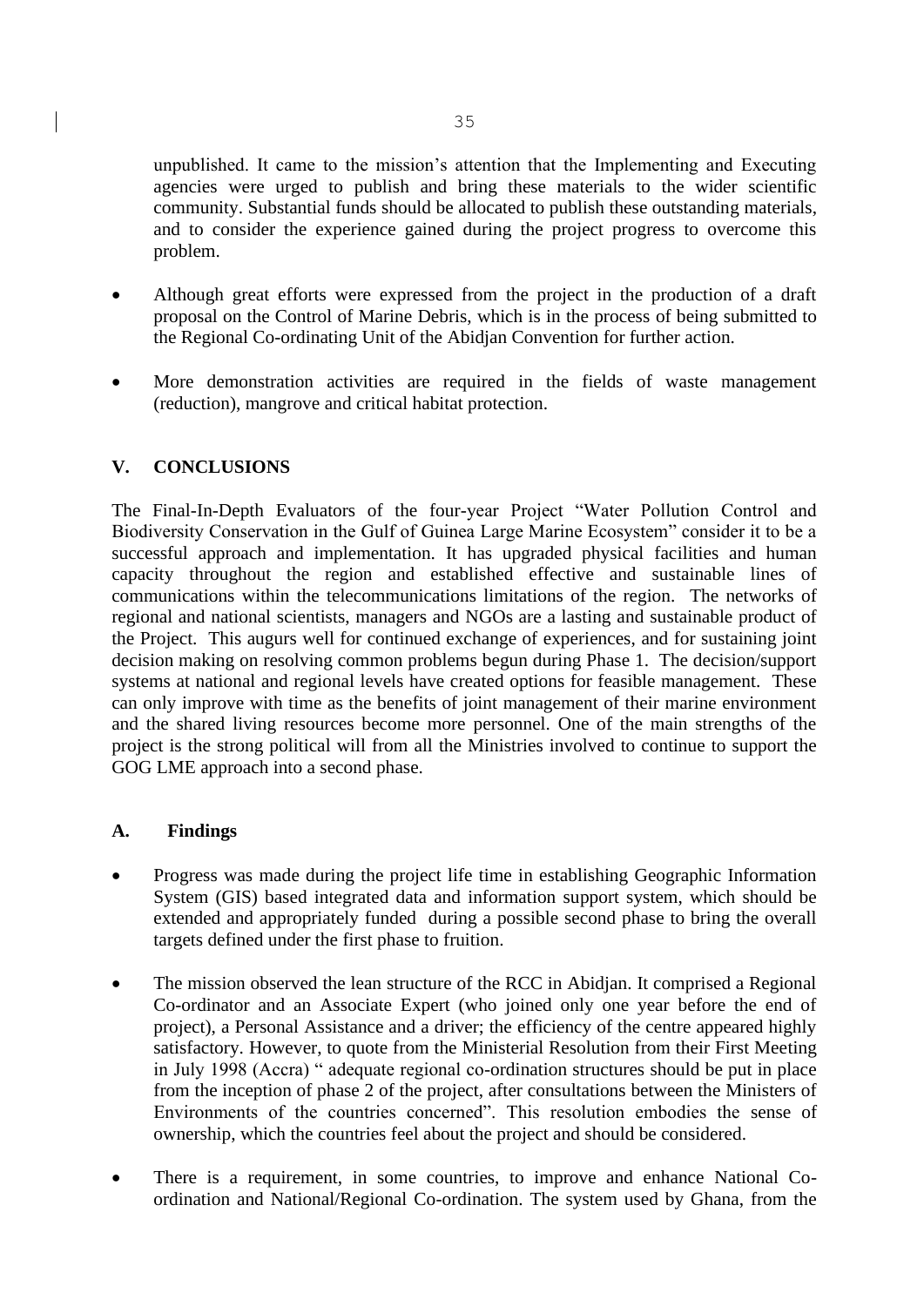unpublished. It came to the mission's attention that the Implementing and Executing agencies were urged to publish and bring these materials to the wider scientific community. Substantial funds should be allocated to publish these outstanding materials, and to consider the experience gained during the project progress to overcome this problem.

- Although great efforts were expressed from the project in the production of a draft proposal on the Control of Marine Debris, which is in the process of being submitted to the Regional Co-ordinating Unit of the Abidjan Convention for further action.

- More demonstration activities are required in the fields of waste management (reduction), mangrove and critical habitat protection.

## V. CONCLUSIONS

The Final-In-Depth Evaluators of the four-year Project "Water Pollution Control and Biodiversity Conservation in the Gulf of Guinea Large Marine Ecosystem" consider it to be a successful approach and implementation. It has upgraded physical facilities and human capacity throughout the region and established effective and sustainable lines of communications within the telecommunications limitations of the region. The networks of regional and national scientists, managers and NGOs are a lasting and sustainable product of the Project. This augurs well for continued exchange of experiences, and for sustaining joint decision making on resolving common problems begun during Phase 1. The decision/support systems at national and regional levels have created options for feasible management. These can only improve with time as the benefits of joint management of their marine environment and the shared living resources become more personnel. One of the main strengths of the project is the strong political will from all the Ministries involved to continue to support the GOG LME approach into a second phase.

### A. Findings

- Progress was made during the project life time in establishing Geographic Information System (GIS) based integrated data and information support system, which should be extended and appropriately funded during a possible second phase to bring the overall targets defined under the first phase to fruition.

- The mission observed the lean structure of the RCC in Abidjan. It comprised a Regional Co-ordinator and an Associate Expert (who joined only one year before the end of project), a Personal Assistance and a driver; the efficiency of the centre appeared highly satisfactory. However, to quote from the Ministerial Resolution from their First Meeting in July 1998 (Accra) " adequate regional co-ordination structures should be put in place from the inception of phase 2 of the project, after consultations between the Ministers of Environments of the countries concerned". This resolution embodies the sense of ownership, which the countries feel about the project and should be considered.

- There is a requirement, in some countries, to improve and enhance National Co-ordination and National/Regional Co-ordination. The system used by Ghana, from the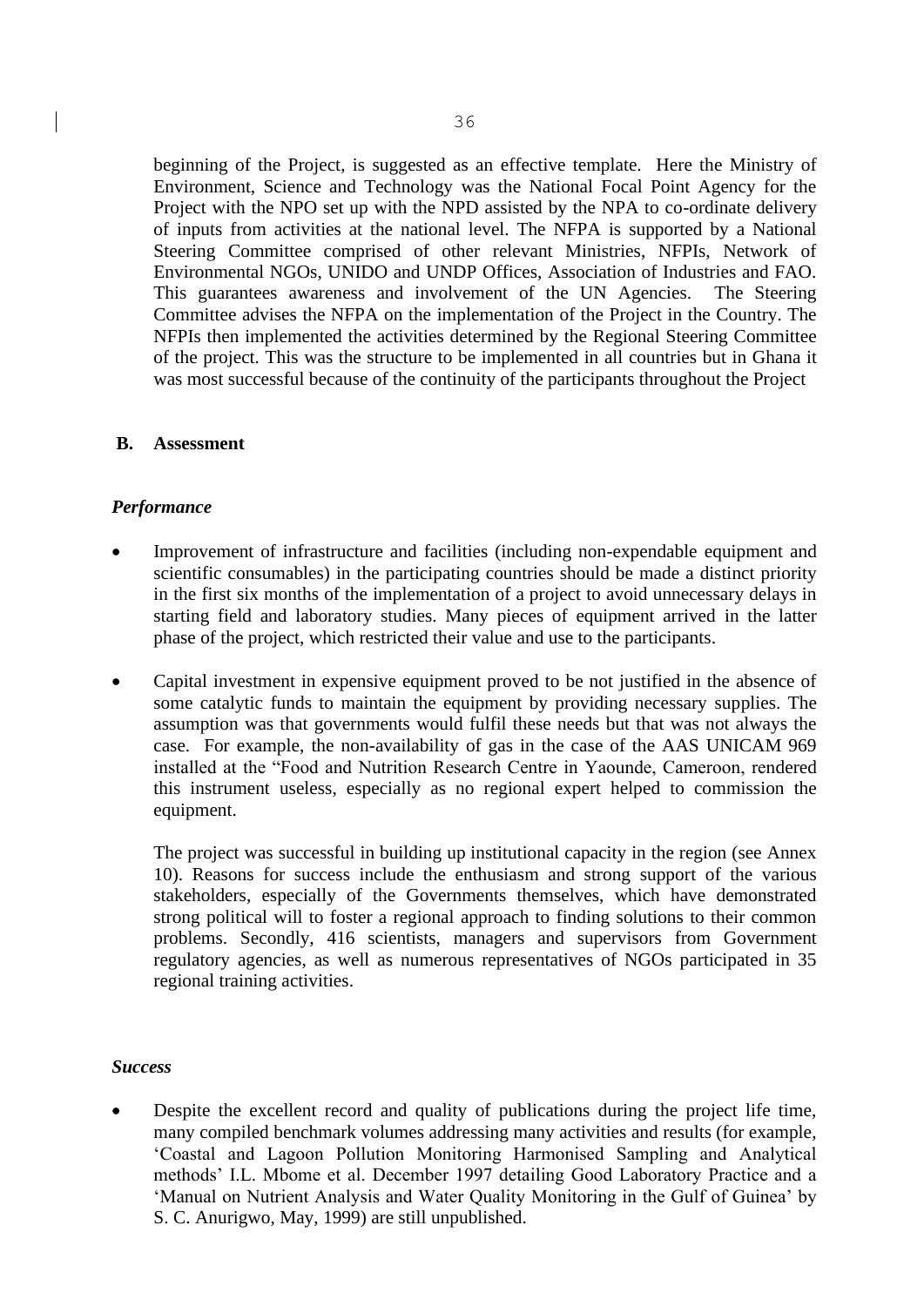beginning of the Project, is suggested as an effective template. Here the Ministry of Environment, Science and Technology was the National Focal Point Agency for the Project with the NPO set up with the NPD assisted by the NPA to co-ordinate delivery of inputs from activities at the national level. The NFPA is supported by a National Steering Committee comprised of other relevant Ministries, NFPIs, Network of Environmental NGOs, UNIDO and UNDP Offices, Association of Industries and FAO. This guarantees awareness and involvement of the UN Agencies. The Steering Committee advises the NFPA on the implementation of the Project in the Country. The NFPIs then implemented the activities determined by the Regional Steering Committee of the project. This was the structure to be implemented in all countries but in Ghana it was most successful because of the continuity of the participants throughout the Project

## B. Assessment

### *Performance*

- Improvement of infrastructure and facilities (including non-expendable equipment and scientific consumables) in the participating countries should be made a distinct priority in the first six months of the implementation of a project to avoid unnecessary delays in starting field and laboratory studies. Many pieces of equipment arrived in the latter phase of the project, which restricted their value and use to the participants.

- Capital investment in expensive equipment proved to be not justified in the absence of some catalytic funds to maintain the equipment by providing necessary supplies. The assumption was that governments would fulfil these needs but that was not always the case. For example, the non-availability of gas in the case of the AAS UNICAM 969 installed at the "Food and Nutrition Research Centre in Yaounde, Cameroon, rendered this instrument useless, especially as no regional expert helped to commission the equipment.

  The project was successful in building up institutional capacity in the region (see Annex 10). Reasons for success include the enthusiasm and strong support of the various stakeholders, especially of the Governments themselves, which have demonstrated strong political will to foster a regional approach to finding solutions to their common problems. Secondly, 416 scientists, managers and supervisors from Government regulatory agencies, as well as numerous representatives of NGOs participated in 35 regional training activities.

### *Success*

- Despite the excellent record and quality of publications during the project life time, many compiled benchmark volumes addressing many activities and results (for example, 'Coastal and Lagoon Pollution Monitoring Harmonised Sampling and Analytical methods' I.L. Mbome et al. December 1997 detailing Good Laboratory Practice and a 'Manual on Nutrient Analysis and Water Quality Monitoring in the Gulf of Guinea' by S. C. Anurigwo, May, 1999) are still unpublished.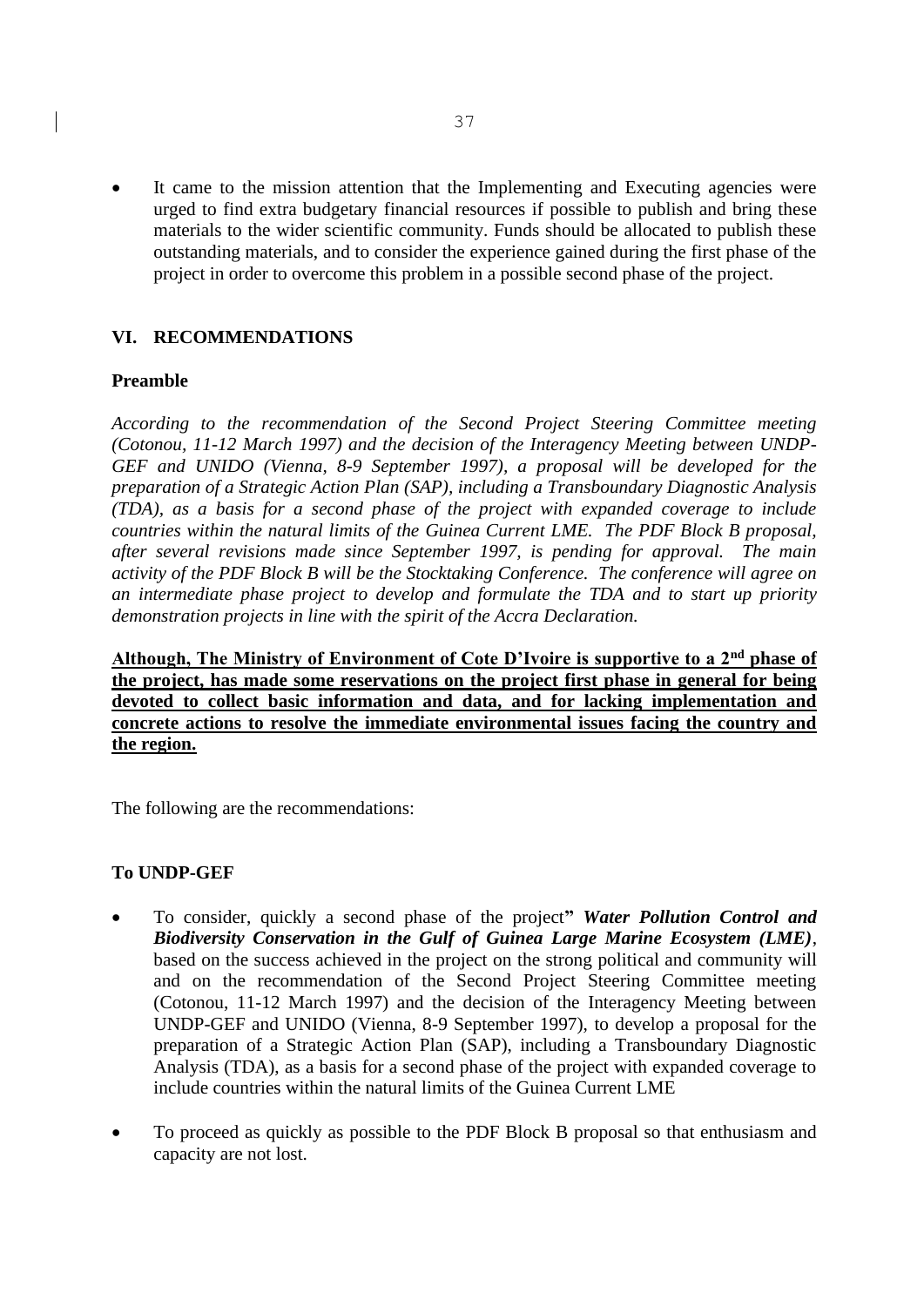- It came to the mission attention that the Implementing and Executing agencies were urged to find extra budgetary financial resources if possible to publish and bring these materials to the wider scientific community. Funds should be allocated to publish these outstanding materials, and to consider the experience gained during the first phase of the project in order to overcome this problem in a possible second phase of the project.

## VI. RECOMMENDATIONS

### Preamble

*According to the recommendation of the Second Project Steering Committee meeting (Cotonou, 11-12 March 1997) and the decision of the Interagency Meeting between UNDP-GEF and UNIDO (Vienna, 8-9 September 1997), a proposal will be developed for the preparation of a Strategic Action Plan (SAP), including a Transboundary Diagnostic Analysis (TDA), as a basis for a second phase of the project with expanded coverage to include countries within the natural limits of the Guinea Current LME. The PDF Block B proposal, after several revisions made since September 1997, is pending for approval. The main activity of the PDF Block B will be the Stocktaking Conference. The conference will agree on an intermediate phase project to develop and formulate the TDA and to start up priority demonstration projects in line with the spirit of the Accra Declaration.*

**Although, The Ministry of Environment of Cote D'Ivoire is supportive to a 2nd phase of the project, has made some reservations on the project first phase in general for being devoted to collect basic information and data, and for lacking implementation and concrete actions to resolve the immediate environmental issues facing the country and the region.**

The following are the recommendations:

### To UNDP-GEF

- To consider, quickly a second phase of the project" ***Water Pollution Control and Biodiversity Conservation in the Gulf of Guinea Large Marine Ecosystem (LME)***, based on the success achieved in the project on the strong political and community will and on the recommendation of the Second Project Steering Committee meeting (Cotonou, 11-12 March 1997) and the decision of the Interagency Meeting between UNDP-GEF and UNIDO (Vienna, 8-9 September 1997), to develop a proposal for the preparation of a Strategic Action Plan (SAP), including a Transboundary Diagnostic Analysis (TDA), as a basis for a second phase of the project with expanded coverage to include countries within the natural limits of the Guinea Current LME

- To proceed as quickly as possible to the PDF Block B proposal so that enthusiasm and capacity are not lost.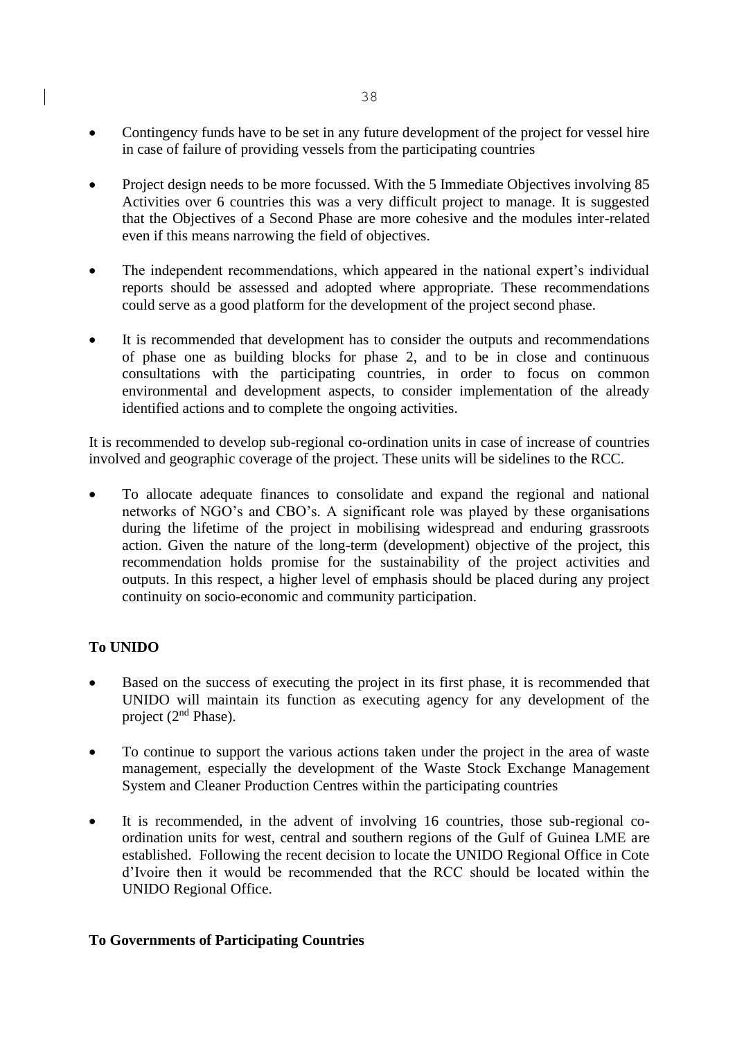- Contingency funds have to be set in any future development of the project for vessel hire in case of failure of providing vessels from the participating countries

- Project design needs to be more focussed. With the 5 Immediate Objectives involving 85 Activities over 6 countries this was a very difficult project to manage. It is suggested that the Objectives of a Second Phase are more cohesive and the modules inter-related even if this means narrowing the field of objectives.

- The independent recommendations, which appeared in the national expert's individual reports should be assessed and adopted where appropriate. These recommendations could serve as a good platform for the development of the project second phase.

- It is recommended that development has to consider the outputs and recommendations of phase one as building blocks for phase 2, and to be in close and continuous consultations with the participating countries, in order to focus on common environmental and development aspects, to consider implementation of the already identified actions and to complete the ongoing activities.

It is recommended to develop sub-regional co-ordination units in case of increase of countries involved and geographic coverage of the project. These units will be sidelines to the RCC.

- To allocate adequate finances to consolidate and expand the regional and national networks of NGO's and CBO's. A significant role was played by these organisations during the lifetime of the project in mobilising widespread and enduring grassroots action. Given the nature of the long-term (development) objective of the project, this recommendation holds promise for the sustainability of the project activities and outputs. In this respect, a higher level of emphasis should be placed during any project continuity on socio-economic and community participation.

**To UNIDO**

- Based on the success of executing the project in its first phase, it is recommended that UNIDO will maintain its function as executing agency for any development of the project (2nd Phase).

- To continue to support the various actions taken under the project in the area of waste management, especially the development of the Waste Stock Exchange Management System and Cleaner Production Centres within the participating countries

- It is recommended, in the advent of involving 16 countries, those sub-regional co-ordination units for west, central and southern regions of the Gulf of Guinea LME are established. Following the recent decision to locate the UNIDO Regional Office in Cote d'Ivoire then it would be recommended that the RCC should be located within the UNIDO Regional Office.

**To Governments of Participating Countries**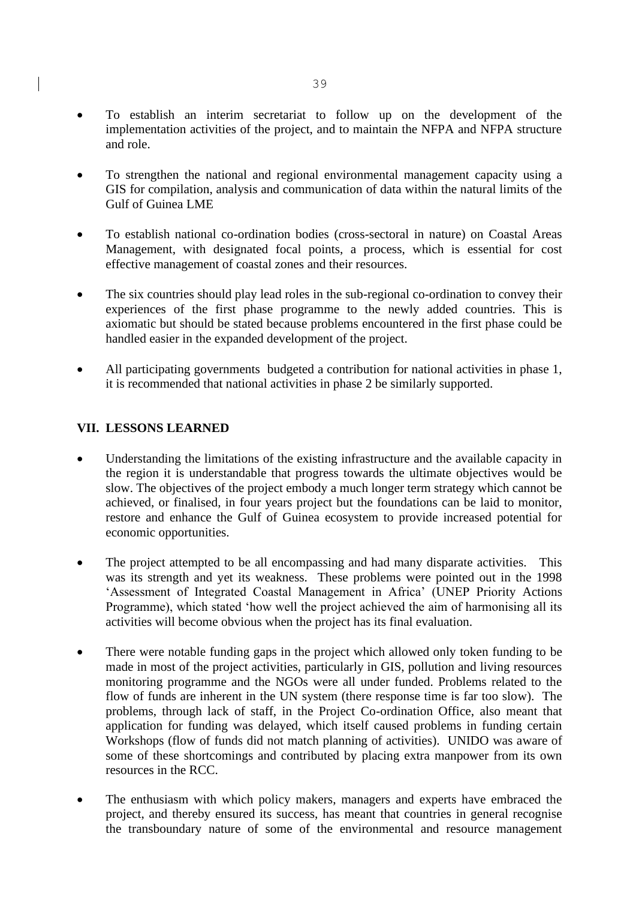- To establish an interim secretariat to follow up on the development of the implementation activities of the project, and to maintain the NFPA and NFPA structure and role.

- To strengthen the national and regional environmental management capacity using a GIS for compilation, analysis and communication of data within the natural limits of the Gulf of Guinea LME

- To establish national co-ordination bodies (cross-sectoral in nature) on Coastal Areas Management, with designated focal points, a process, which is essential for cost effective management of coastal zones and their resources.

- The six countries should play lead roles in the sub-regional co-ordination to convey their experiences of the first phase programme to the newly added countries. This is axiomatic but should be stated because problems encountered in the first phase could be handled easier in the expanded development of the project.

- All participating governments budgeted a contribution for national activities in phase 1, it is recommended that national activities in phase 2 be similarly supported.

## VII. LESSONS LEARNED

- Understanding the limitations of the existing infrastructure and the available capacity in the region it is understandable that progress towards the ultimate objectives would be slow. The objectives of the project embody a much longer term strategy which cannot be achieved, or finalised, in four years project but the foundations can be laid to monitor, restore and enhance the Gulf of Guinea ecosystem to provide increased potential for economic opportunities.

- The project attempted to be all encompassing and had many disparate activities. This was its strength and yet its weakness. These problems were pointed out in the 1998 'Assessment of Integrated Coastal Management in Africa' (UNEP Priority Actions Programme), which stated 'how well the project achieved the aim of harmonising all its activities will become obvious when the project has its final evaluation.

- There were notable funding gaps in the project which allowed only token funding to be made in most of the project activities, particularly in GIS, pollution and living resources monitoring programme and the NGOs were all under funded. Problems related to the flow of funds are inherent in the UN system (there response time is far too slow). The problems, through lack of staff, in the Project Co-ordination Office, also meant that application for funding was delayed, which itself caused problems in funding certain Workshops (flow of funds did not match planning of activities). UNIDO was aware of some of these shortcomings and contributed by placing extra manpower from its own resources in the RCC.

- The enthusiasm with which policy makers, managers and experts have embraced the project, and thereby ensured its success, has meant that countries in general recognise the transboundary nature of some of the environmental and resource management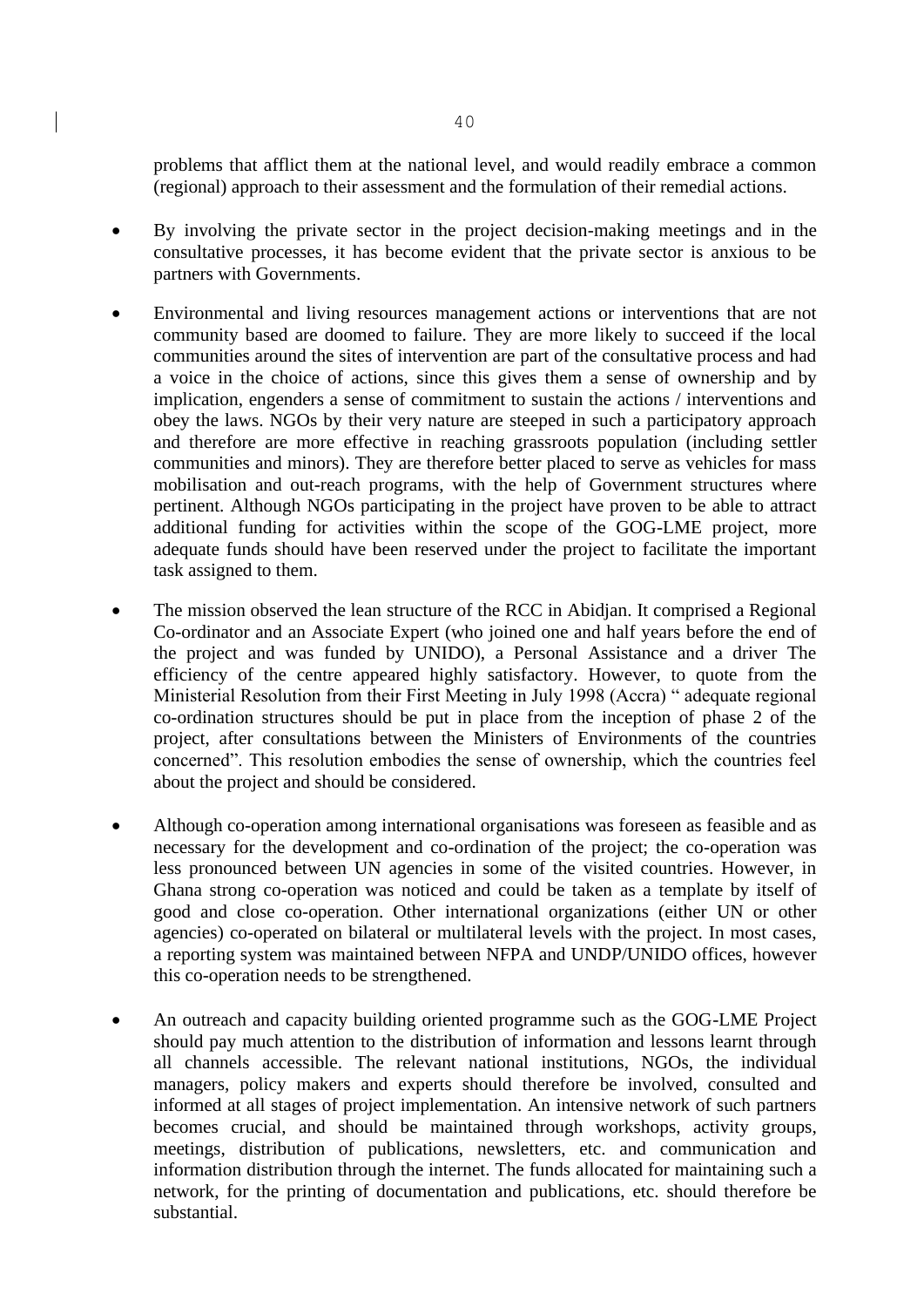problems that afflict them at the national level, and would readily embrace a common (regional) approach to their assessment and the formulation of their remedial actions.

- By involving the private sector in the project decision-making meetings and in the consultative processes, it has become evident that the private sector is anxious to be partners with Governments.

- Environmental and living resources management actions or interventions that are not community based are doomed to failure. They are more likely to succeed if the local communities around the sites of intervention are part of the consultative process and had a voice in the choice of actions, since this gives them a sense of ownership and by implication, engenders a sense of commitment to sustain the actions / interventions and obey the laws. NGOs by their very nature are steeped in such a participatory approach and therefore are more effective in reaching grassroots population (including settler communities and minors). They are therefore better placed to serve as vehicles for mass mobilisation and out-reach programs, with the help of Government structures where pertinent. Although NGOs participating in the project have proven to be able to attract additional funding for activities within the scope of the GOG-LME project, more adequate funds should have been reserved under the project to facilitate the important task assigned to them.

- The mission observed the lean structure of the RCC in Abidjan. It comprised a Regional Co-ordinator and an Associate Expert (who joined one and half years before the end of the project and was funded by UNIDO), a Personal Assistance and a driver The efficiency of the centre appeared highly satisfactory. However, to quote from the Ministerial Resolution from their First Meeting in July 1998 (Accra) " adequate regional co-ordination structures should be put in place from the inception of phase 2 of the project, after consultations between the Ministers of Environments of the countries concerned". This resolution embodies the sense of ownership, which the countries feel about the project and should be considered.

- Although co-operation among international organisations was foreseen as feasible and as necessary for the development and co-ordination of the project; the co-operation was less pronounced between UN agencies in some of the visited countries. However, in Ghana strong co-operation was noticed and could be taken as a template by itself of good and close co-operation. Other international organizations (either UN or other agencies) co-operated on bilateral or multilateral levels with the project. In most cases, a reporting system was maintained between NFPA and UNDP/UNIDO offices, however this co-operation needs to be strengthened.

- An outreach and capacity building oriented programme such as the GOG-LME Project should pay much attention to the distribution of information and lessons learnt through all channels accessible. The relevant national institutions, NGOs, the individual managers, policy makers and experts should therefore be involved, consulted and informed at all stages of project implementation. An intensive network of such partners becomes crucial, and should be maintained through workshops, activity groups, meetings, distribution of publications, newsletters, etc. and communication and information distribution through the internet. The funds allocated for maintaining such a network, for the printing of documentation and publications, etc. should therefore be substantial.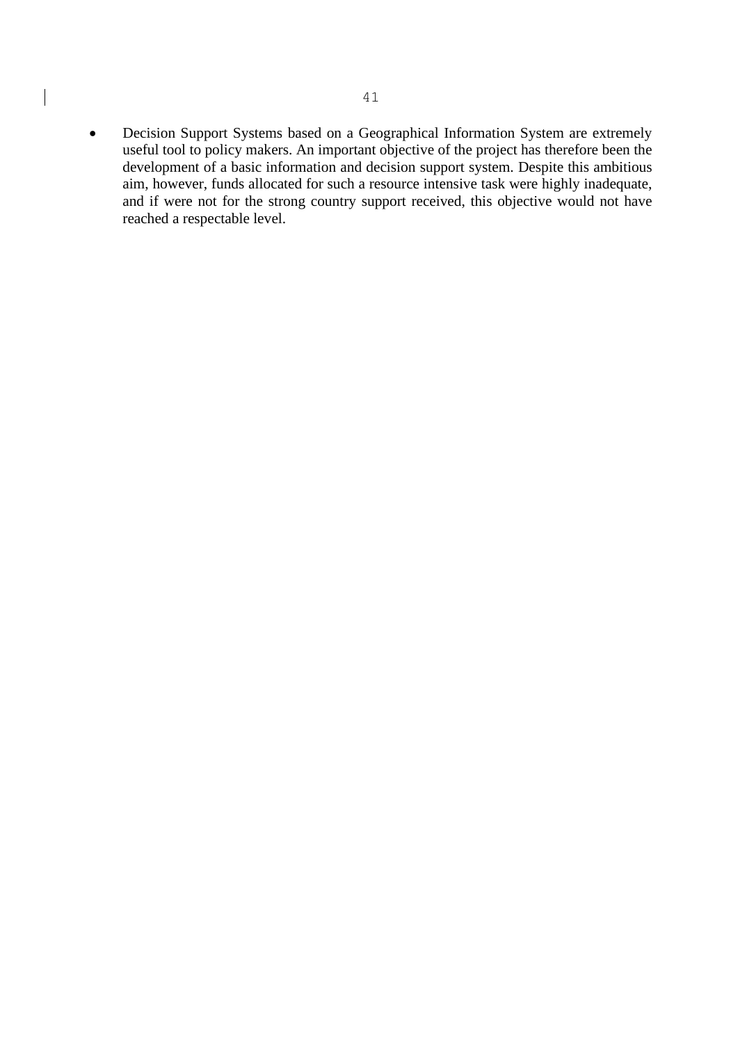- Decision Support Systems based on a Geographical Information System are extremely useful tool to policy makers. An important objective of the project has therefore been the development of a basic information and decision support system. Despite this ambitious aim, however, funds allocated for such a resource intensive task were highly inadequate, and if were not for the strong country support received, this objective would not have reached a respectable level.